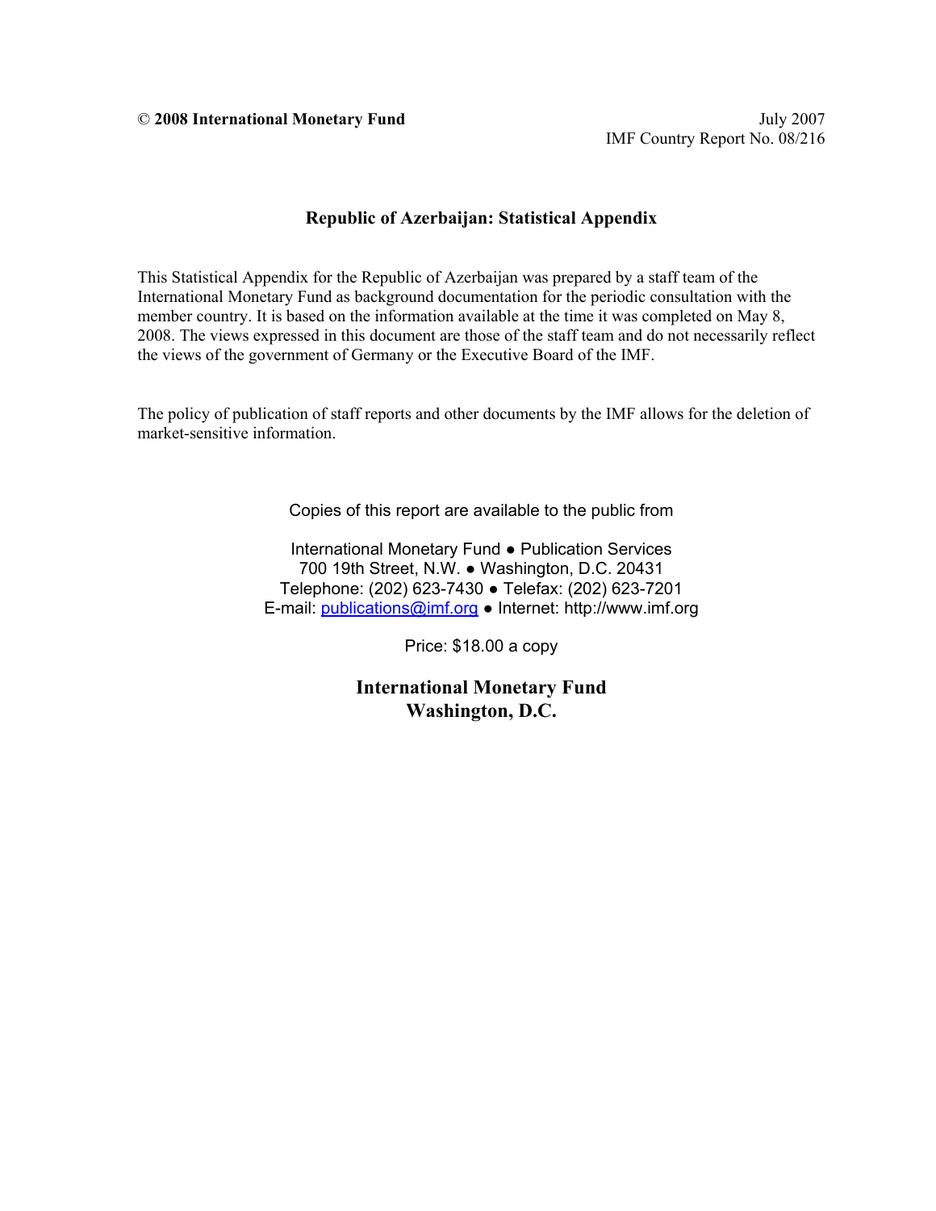© **2008 International Monetary Fund**

July 2007
IMF Country Report No. 08/216

## Republic of Azerbaijan: Statistical Appendix

This Statistical Appendix for the Republic of Azerbaijan was prepared by a staff team of the International Monetary Fund as background documentation for the periodic consultation with the member country. It is based on the information available at the time it was completed on May 8, 2008. The views expressed in this document are those of the staff team and do not necessarily reflect the views of the government of Germany or the Executive Board of the IMF.

The policy of publication of staff reports and other documents by the IMF allows for the deletion of market-sensitive information.

Copies of this report are available to the public from

International Monetary Fund ● Publication Services
700 19th Street, N.W. ● Washington, D.C. 20431
Telephone: (202) 623-7430 ● Telefax: (202) 623-7201
E-mail: publications@imf.org ● Internet: http://www.imf.org

Price: $18.00 a copy

**International Monetary Fund**
**Washington, D.C.**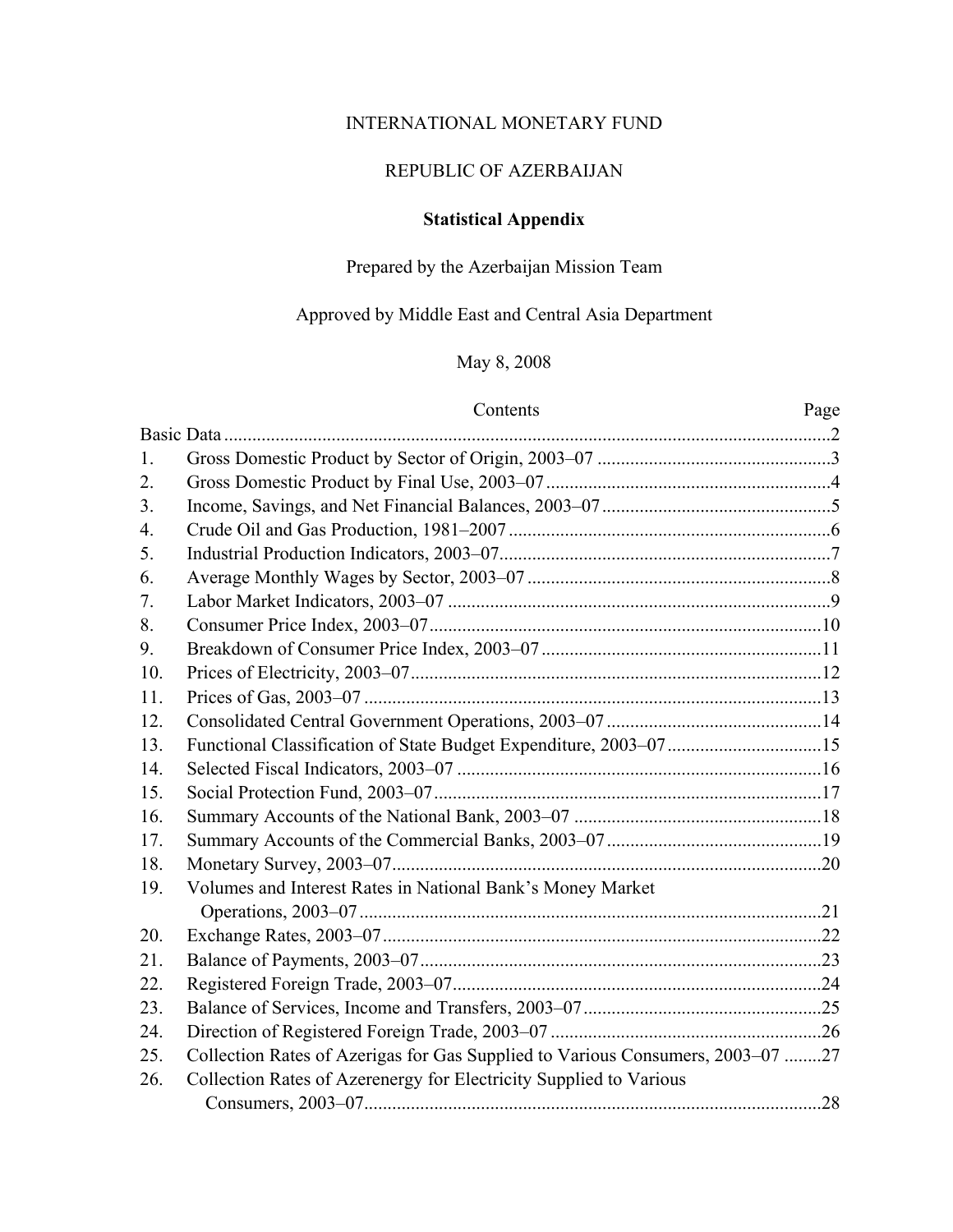INTERNATIONAL MONETARY FUND

REPUBLIC OF AZERBAIJAN

**Statistical Appendix**

Prepared by the Azerbaijan Mission Team

Approved by Middle East and Central Asia Department

May 8, 2008

| | Contents | Page |
|---|---|---|
| Basic Data | | 2 |
| 1. | Gross Domestic Product by Sector of Origin, 2003–07 | 3 |
| 2. | Gross Domestic Product by Final Use, 2003–07 | 4 |
| 3. | Income, Savings, and Net Financial Balances, 2003–07 | 5 |
| 4. | Crude Oil and Gas Production, 1981–2007 | 6 |
| 5. | Industrial Production Indicators, 2003–07 | 7 |
| 6. | Average Monthly Wages by Sector, 2003–07 | 8 |
| 7. | Labor Market Indicators, 2003–07 | 9 |
| 8. | Consumer Price Index, 2003–07 | 10 |
| 9. | Breakdown of Consumer Price Index, 2003–07 | 11 |
| 10. | Prices of Electricity, 2003–07 | 12 |
| 11. | Prices of Gas, 2003–07 | 13 |
| 12. | Consolidated Central Government Operations, 2003–07 | 14 |
| 13. | Functional Classification of State Budget Expenditure, 2003–07 | 15 |
| 14. | Selected Fiscal Indicators, 2003–07 | 16 |
| 15. | Social Protection Fund, 2003–07 | 17 |
| 16. | Summary Accounts of the National Bank, 2003–07 | 18 |
| 17. | Summary Accounts of the Commercial Banks, 2003–07 | 19 |
| 18. | Monetary Survey, 2003–07 | 20 |
| 19. | Volumes and Interest Rates in National Bank's Money Market Operations, 2003–07 | 21 |
| 20. | Exchange Rates, 2003–07 | 22 |
| 21. | Balance of Payments, 2003–07 | 23 |
| 22. | Registered Foreign Trade, 2003–07 | 24 |
| 23. | Balance of Services, Income and Transfers, 2003–07 | 25 |
| 24. | Direction of Registered Foreign Trade, 2003–07 | 26 |
| 25. | Collection Rates of Azerigas for Gas Supplied to Various Consumers, 2003–07 | 27 |
| 26. | Collection Rates of Azerenergy for Electricity Supplied to Various Consumers, 2003–07 | 28 |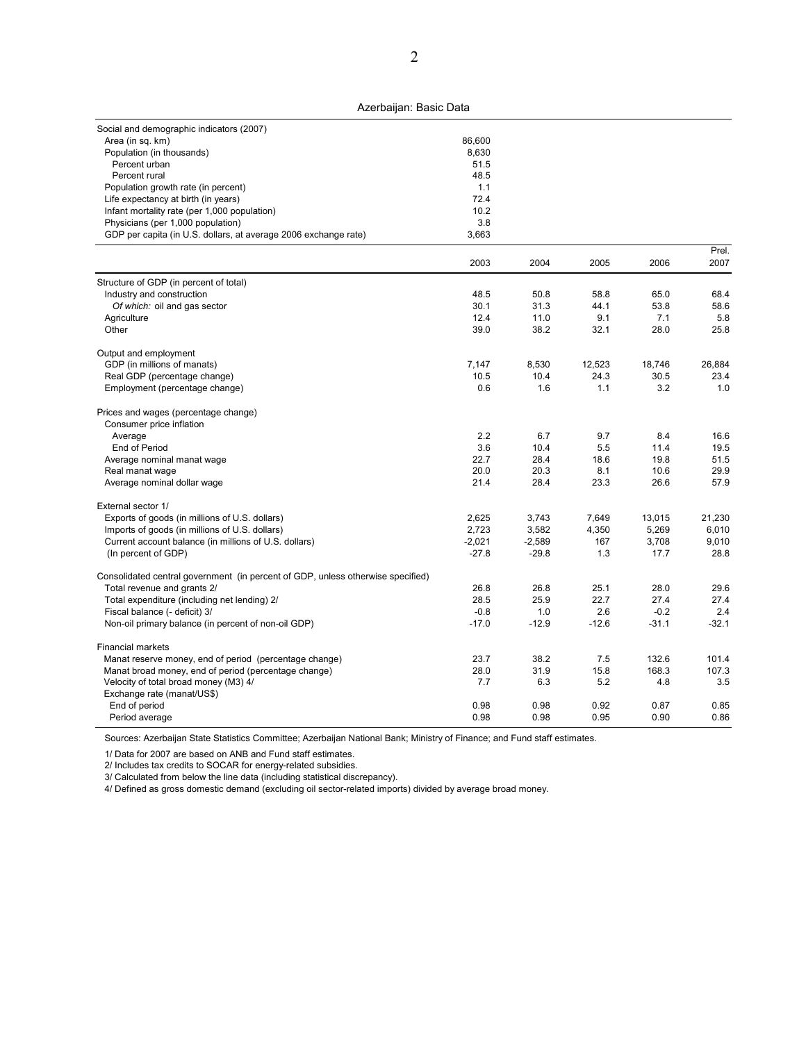Azerbaijan: Basic Data

| Social and demographic indicators (2007) | | | | | |
|---|---|---|---|---|---|
| Area (in sq. km) | 86,600 | | | | |
| Population (in thousands) | 8,630 | | | | |
| Percent urban | 51.5 | | | | |
| Percent rural | 48.5 | | | | |
| Population growth rate (in percent) | 1.1 | | | | |
| Life expectancy at birth (in years) | 72.4 | | | | |
| Infant mortality rate (per 1,000 population) | 10.2 | | | | |
| Physicians (per 1,000 population) | 3.8 | | | | |
| GDP per capita (in U.S. dollars, at average 2006 exchange rate) | 3,663 | | | | |

| | 2003 | 2004 | 2005 | 2006 | Prel. 2007 |
|---|---|---|---|---|---|
| **Structure of GDP (in percent of total)** | | | | | |
| Industry and construction | 48.5 | 50.8 | 58.8 | 65.0 | 68.4 |
| *Of which:* oil and gas sector | 30.1 | 31.3 | 44.1 | 53.8 | 58.6 |
| Agriculture | 12.4 | 11.0 | 9.1 | 7.1 | 5.8 |
| Other | 39.0 | 38.2 | 32.1 | 28.0 | 25.8 |
| **Output and employment** | | | | | |
| GDP (in millions of manats) | 7,147 | 8,530 | 12,523 | 18,746 | 26,884 |
| Real GDP (percentage change) | 10.5 | 10.4 | 24.3 | 30.5 | 23.4 |
| Employment (percentage change) | 0.6 | 1.6 | 1.1 | 3.2 | 1.0 |
| **Prices and wages (percentage change)** | | | | | |
| Consumer price inflation | | | | | |
| Average | 2.2 | 6.7 | 9.7 | 8.4 | 16.6 |
| End of Period | 3.6 | 10.4 | 5.5 | 11.4 | 19.5 |
| Average nominal manat wage | 22.7 | 28.4 | 18.6 | 19.8 | 51.5 |
| Real manat wage | 20.0 | 20.3 | 8.1 | 10.6 | 29.9 |
| Average nominal dollar wage | 21.4 | 28.4 | 23.3 | 26.6 | 57.9 |
| **External sector 1/** | | | | | |
| Exports of goods (in millions of U.S. dollars) | 2,625 | 3,743 | 7,649 | 13,015 | 21,230 |
| Imports of goods (in millions of U.S. dollars) | 2,723 | 3,582 | 4,350 | 5,269 | 6,010 |
| Current account balance (in millions of U.S. dollars) | -2,021 | -2,589 | 167 | 3,708 | 9,010 |
| (In percent of GDP) | -27.8 | -29.8 | 1.3 | 17.7 | 28.8 |
| **Consolidated central government (in percent of GDP, unless otherwise specified)** | | | | | |
| Total revenue and grants 2/ | 26.8 | 26.8 | 25.1 | 28.0 | 29.6 |
| Total expenditure (including net lending) 2/ | 28.5 | 25.9 | 22.7 | 27.4 | 27.4 |
| Fiscal balance (- deficit) 3/ | -0.8 | 1.0 | 2.6 | -0.2 | 2.4 |
| Non-oil primary balance (in percent of non-oil GDP) | -17.0 | -12.9 | -12.6 | -31.1 | -32.1 |
| **Financial markets** | | | | | |
| Manat reserve money, end of period (percentage change) | 23.7 | 38.2 | 7.5 | 132.6 | 101.4 |
| Manat broad money, end of period (percentage change) | 28.0 | 31.9 | 15.8 | 168.3 | 107.3 |
| Velocity of total broad money (M3) 4/ | 7.7 | 6.3 | 5.2 | 4.8 | 3.5 |
| Exchange rate (manat/US$) | | | | | |
| End of period | 0.98 | 0.98 | 0.92 | 0.87 | 0.85 |
| Period average | 0.98 | 0.98 | 0.95 | 0.90 | 0.86 |

Sources: Azerbaijan State Statistics Committee; Azerbaijan National Bank; Ministry of Finance; and Fund staff estimates.

1/ Data for 2007 are based on ANB and Fund staff estimates.

2/ Includes tax credits to SOCAR for energy-related subsidies.

3/ Calculated from below the line data (including statistical discrepancy).

4/ Defined as gross domestic demand (excluding oil sector-related imports) divided by average broad money.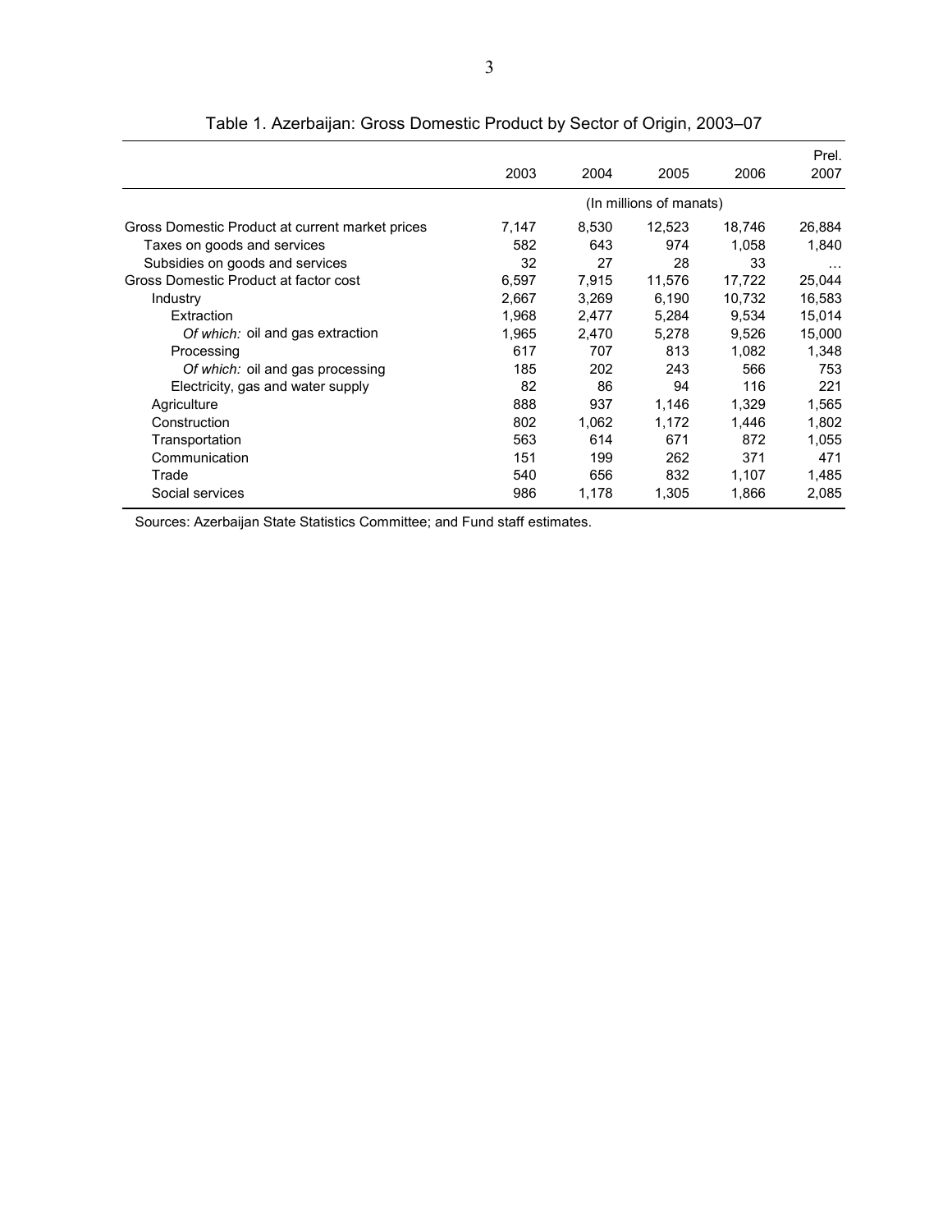Table 1. Azerbaijan: Gross Domestic Product by Sector of Origin, 2003–07

| | 2003 | 2004 | 2005 | 2006 | Prel. 2007 |
|---|---|---|---|---|---|
| | (In millions of manats) | | | | |
| Gross Domestic Product at current market prices | 7,147 | 8,530 | 12,523 | 18,746 | 26,884 |
| Taxes on goods and services | 582 | 643 | 974 | 1,058 | 1,840 |
| Subsidies on goods and services | 32 | 27 | 28 | 33 | … |
| Gross Domestic Product at factor cost | 6,597 | 7,915 | 11,576 | 17,722 | 25,044 |
| Industry | 2,667 | 3,269 | 6,190 | 10,732 | 16,583 |
| Extraction | 1,968 | 2,477 | 5,284 | 9,534 | 15,014 |
| *Of which:* oil and gas extraction | 1,965 | 2,470 | 5,278 | 9,526 | 15,000 |
| Processing | 617 | 707 | 813 | 1,082 | 1,348 |
| *Of which:* oil and gas processing | 185 | 202 | 243 | 566 | 753 |
| Electricity, gas and water supply | 82 | 86 | 94 | 116 | 221 |
| Agriculture | 888 | 937 | 1,146 | 1,329 | 1,565 |
| Construction | 802 | 1,062 | 1,172 | 1,446 | 1,802 |
| Transportation | 563 | 614 | 671 | 872 | 1,055 |
| Communication | 151 | 199 | 262 | 371 | 471 |
| Trade | 540 | 656 | 832 | 1,107 | 1,485 |
| Social services | 986 | 1,178 | 1,305 | 1,866 | 2,085 |

Sources: Azerbaijan State Statistics Committee; and Fund staff estimates.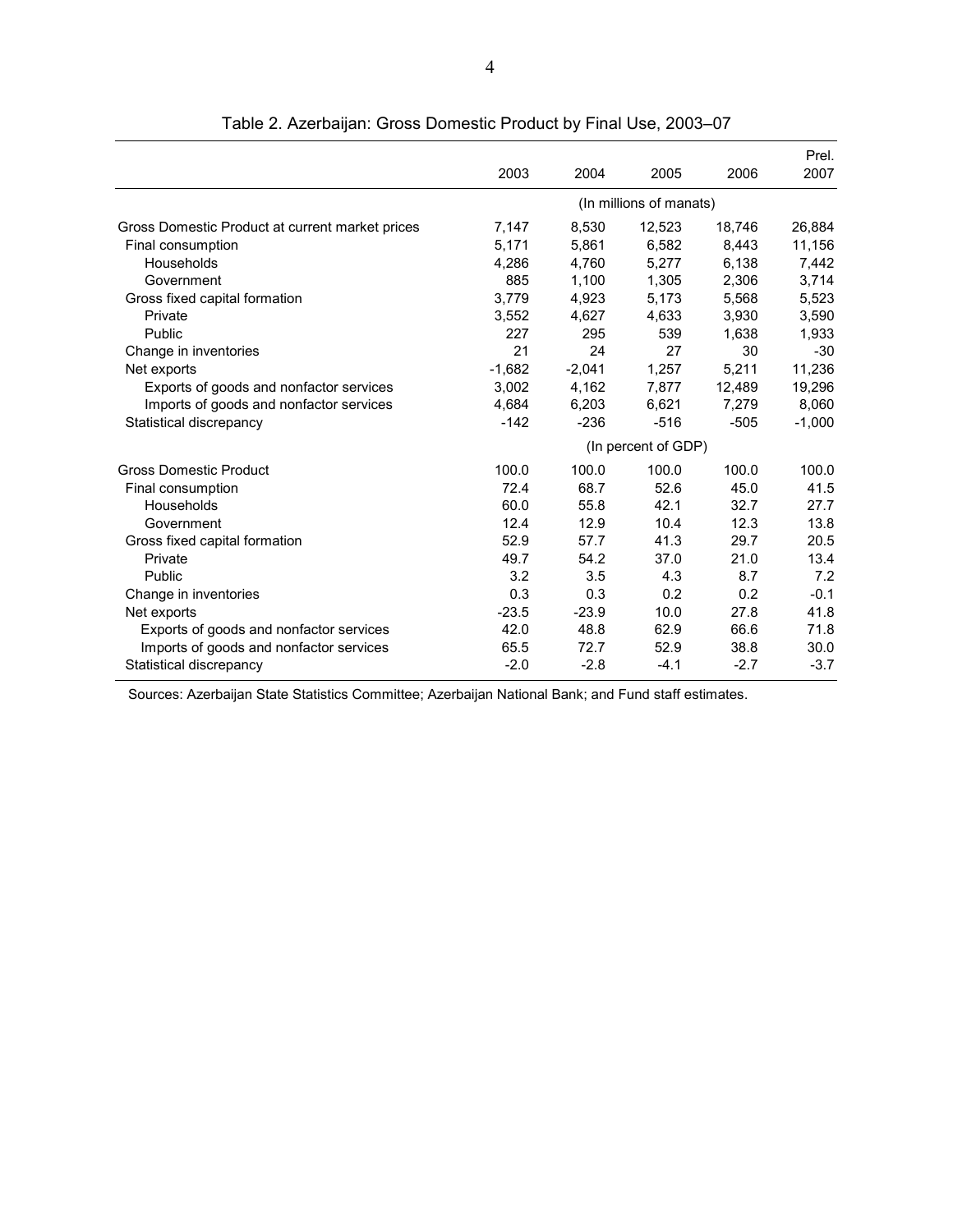Table 2. Azerbaijan: Gross Domestic Product by Final Use, 2003–07

| | 2003 | 2004 | 2005 | 2006 | Prel. 2007 |
|---|---|---|---|---|---|
| | (In millions of manats) | | | | |
| Gross Domestic Product at current market prices | 7,147 | 8,530 | 12,523 | 18,746 | 26,884 |
| Final consumption | 5,171 | 5,861 | 6,582 | 8,443 | 11,156 |
| Households | 4,286 | 4,760 | 5,277 | 6,138 | 7,442 |
| Government | 885 | 1,100 | 1,305 | 2,306 | 3,714 |
| Gross fixed capital formation | 3,779 | 4,923 | 5,173 | 5,568 | 5,523 |
| Private | 3,552 | 4,627 | 4,633 | 3,930 | 3,590 |
| Public | 227 | 295 | 539 | 1,638 | 1,933 |
| Change in inventories | 21 | 24 | 27 | 30 | -30 |
| Net exports | -1,682 | -2,041 | 1,257 | 5,211 | 11,236 |
| Exports of goods and nonfactor services | 3,002 | 4,162 | 7,877 | 12,489 | 19,296 |
| Imports of goods and nonfactor services | 4,684 | 6,203 | 6,621 | 7,279 | 8,060 |
| Statistical discrepancy | -142 | -236 | -516 | -505 | -1,000 |
| | (In percent of GDP) | | | | |
| Gross Domestic Product | 100.0 | 100.0 | 100.0 | 100.0 | 100.0 |
| Final consumption | 72.4 | 68.7 | 52.6 | 45.0 | 41.5 |
| Households | 60.0 | 55.8 | 42.1 | 32.7 | 27.7 |
| Government | 12.4 | 12.9 | 10.4 | 12.3 | 13.8 |
| Gross fixed capital formation | 52.9 | 57.7 | 41.3 | 29.7 | 20.5 |
| Private | 49.7 | 54.2 | 37.0 | 21.0 | 13.4 |
| Public | 3.2 | 3.5 | 4.3 | 8.7 | 7.2 |
| Change in inventories | 0.3 | 0.3 | 0.2 | 0.2 | -0.1 |
| Net exports | -23.5 | -23.9 | 10.0 | 27.8 | 41.8 |
| Exports of goods and nonfactor services | 42.0 | 48.8 | 62.9 | 66.6 | 71.8 |
| Imports of goods and nonfactor services | 65.5 | 72.7 | 52.9 | 38.8 | 30.0 |
| Statistical discrepancy | -2.0 | -2.8 | -4.1 | -2.7 | -3.7 |

Sources: Azerbaijan State Statistics Committee; Azerbaijan National Bank; and Fund staff estimates.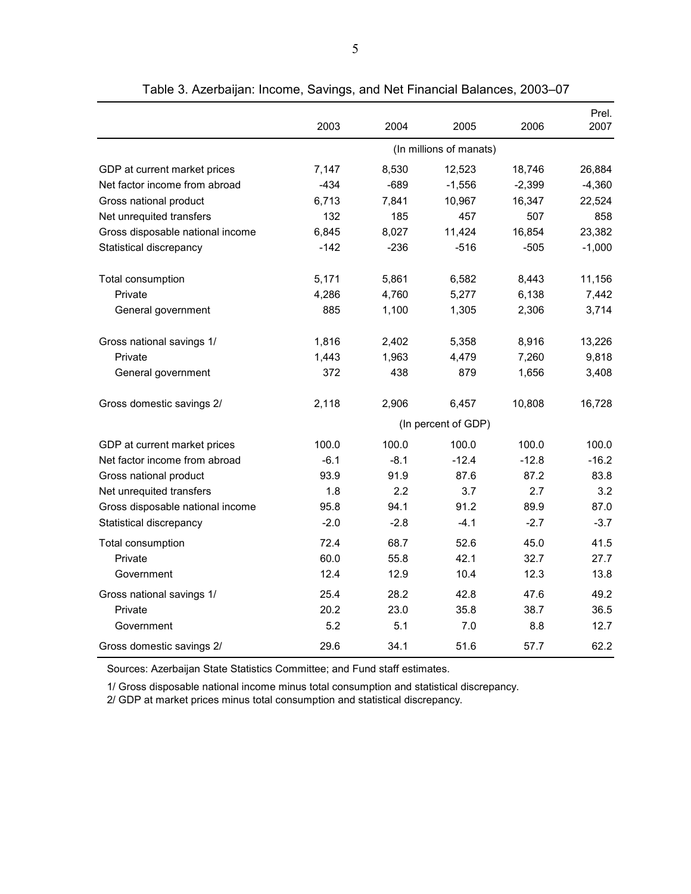Table 3. Azerbaijan: Income, Savings, and Net Financial Balances, 2003–07

| | 2003 | 2004 | 2005 | 2006 | Prel. 2007 |
|---|---|---|---|---|---|
| | (In millions of manats) | | | | |
| GDP at current market prices | 7,147 | 8,530 | 12,523 | 18,746 | 26,884 |
| Net factor income from abroad | -434 | -689 | -1,556 | -2,399 | -4,360 |
| Gross national product | 6,713 | 7,841 | 10,967 | 16,347 | 22,524 |
| Net unrequited transfers | 132 | 185 | 457 | 507 | 858 |
| Gross disposable national income | 6,845 | 8,027 | 11,424 | 16,854 | 23,382 |
| Statistical discrepancy | -142 | -236 | -516 | -505 | -1,000 |
| Total consumption | 5,171 | 5,861 | 6,582 | 8,443 | 11,156 |
| Private | 4,286 | 4,760 | 5,277 | 6,138 | 7,442 |
| General government | 885 | 1,100 | 1,305 | 2,306 | 3,714 |
| Gross national savings 1/ | 1,816 | 2,402 | 5,358 | 8,916 | 13,226 |
| Private | 1,443 | 1,963 | 4,479 | 7,260 | 9,818 |
| General government | 372 | 438 | 879 | 1,656 | 3,408 |
| Gross domestic savings 2/ | 2,118 | 2,906 | 6,457 | 10,808 | 16,728 |
| | (In percent of GDP) | | | | |
| GDP at current market prices | 100.0 | 100.0 | 100.0 | 100.0 | 100.0 |
| Net factor income from abroad | -6.1 | -8.1 | -12.4 | -12.8 | -16.2 |
| Gross national product | 93.9 | 91.9 | 87.6 | 87.2 | 83.8 |
| Net unrequited transfers | 1.8 | 2.2 | 3.7 | 2.7 | 3.2 |
| Gross disposable national income | 95.8 | 94.1 | 91.2 | 89.9 | 87.0 |
| Statistical discrepancy | -2.0 | -2.8 | -4.1 | -2.7 | -3.7 |
| Total consumption | 72.4 | 68.7 | 52.6 | 45.0 | 41.5 |
| Private | 60.0 | 55.8 | 42.1 | 32.7 | 27.7 |
| Government | 12.4 | 12.9 | 10.4 | 12.3 | 13.8 |
| Gross national savings 1/ | 25.4 | 28.2 | 42.8 | 47.6 | 49.2 |
| Private | 20.2 | 23.0 | 35.8 | 38.7 | 36.5 |
| Government | 5.2 | 5.1 | 7.0 | 8.8 | 12.7 |
| Gross domestic savings 2/ | 29.6 | 34.1 | 51.6 | 57.7 | 62.2 |

Sources: Azerbaijan State Statistics Committee; and Fund staff estimates.

1/ Gross disposable national income minus total consumption and statistical discrepancy.

2/ GDP at market prices minus total consumption and statistical discrepancy.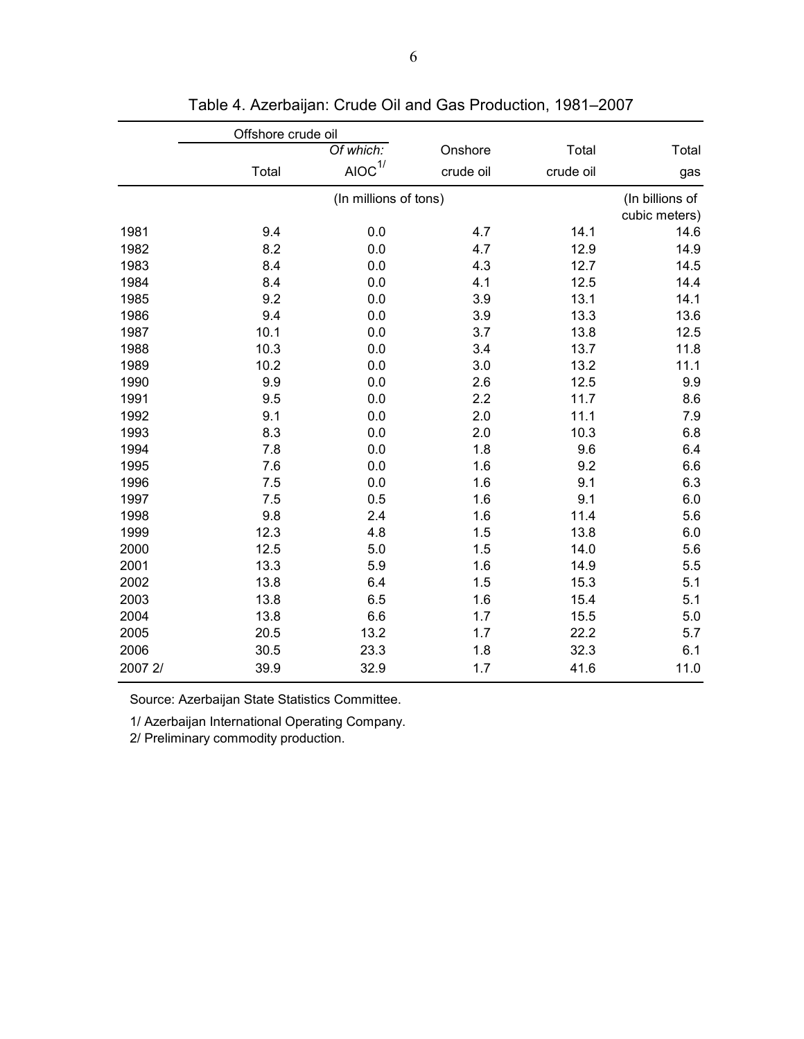# Table 4. Azerbaijan: Crude Oil and Gas Production, 1981–2007

| | Offshore crude oil | | | | |
|---|---|---|---|---|---|
| | Total | *Of which:* AIOC 1/ | Onshore crude oil | Total crude oil | Total gas |
| | (In millions of tons) | | | | (In billions of cubic meters) |
| 1981 | 9.4 | 0.0 | 4.7 | 14.1 | 14.6 |
| 1982 | 8.2 | 0.0 | 4.7 | 12.9 | 14.9 |
| 1983 | 8.4 | 0.0 | 4.3 | 12.7 | 14.5 |
| 1984 | 8.4 | 0.0 | 4.1 | 12.5 | 14.4 |
| 1985 | 9.2 | 0.0 | 3.9 | 13.1 | 14.1 |
| 1986 | 9.4 | 0.0 | 3.9 | 13.3 | 13.6 |
| 1987 | 10.1 | 0.0 | 3.7 | 13.8 | 12.5 |
| 1988 | 10.3 | 0.0 | 3.4 | 13.7 | 11.8 |
| 1989 | 10.2 | 0.0 | 3.0 | 13.2 | 11.1 |
| 1990 | 9.9 | 0.0 | 2.6 | 12.5 | 9.9 |
| 1991 | 9.5 | 0.0 | 2.2 | 11.7 | 8.6 |
| 1992 | 9.1 | 0.0 | 2.0 | 11.1 | 7.9 |
| 1993 | 8.3 | 0.0 | 2.0 | 10.3 | 6.8 |
| 1994 | 7.8 | 0.0 | 1.8 | 9.6 | 6.4 |
| 1995 | 7.6 | 0.0 | 1.6 | 9.2 | 6.6 |
| 1996 | 7.5 | 0.0 | 1.6 | 9.1 | 6.3 |
| 1997 | 7.5 | 0.5 | 1.6 | 9.1 | 6.0 |
| 1998 | 9.8 | 2.4 | 1.6 | 11.4 | 5.6 |
| 1999 | 12.3 | 4.8 | 1.5 | 13.8 | 6.0 |
| 2000 | 12.5 | 5.0 | 1.5 | 14.0 | 5.6 |
| 2001 | 13.3 | 5.9 | 1.6 | 14.9 | 5.5 |
| 2002 | 13.8 | 6.4 | 1.5 | 15.3 | 5.1 |
| 2003 | 13.8 | 6.5 | 1.6 | 15.4 | 5.1 |
| 2004 | 13.8 | 6.6 | 1.7 | 15.5 | 5.0 |
| 2005 | 20.5 | 13.2 | 1.7 | 22.2 | 5.7 |
| 2006 | 30.5 | 23.3 | 1.8 | 32.3 | 6.1 |
| 2007 2/ | 39.9 | 32.9 | 1.7 | 41.6 | 11.0 |

Source: Azerbaijan State Statistics Committee.

1/ Azerbaijan International Operating Company.

2/ Preliminary commodity production.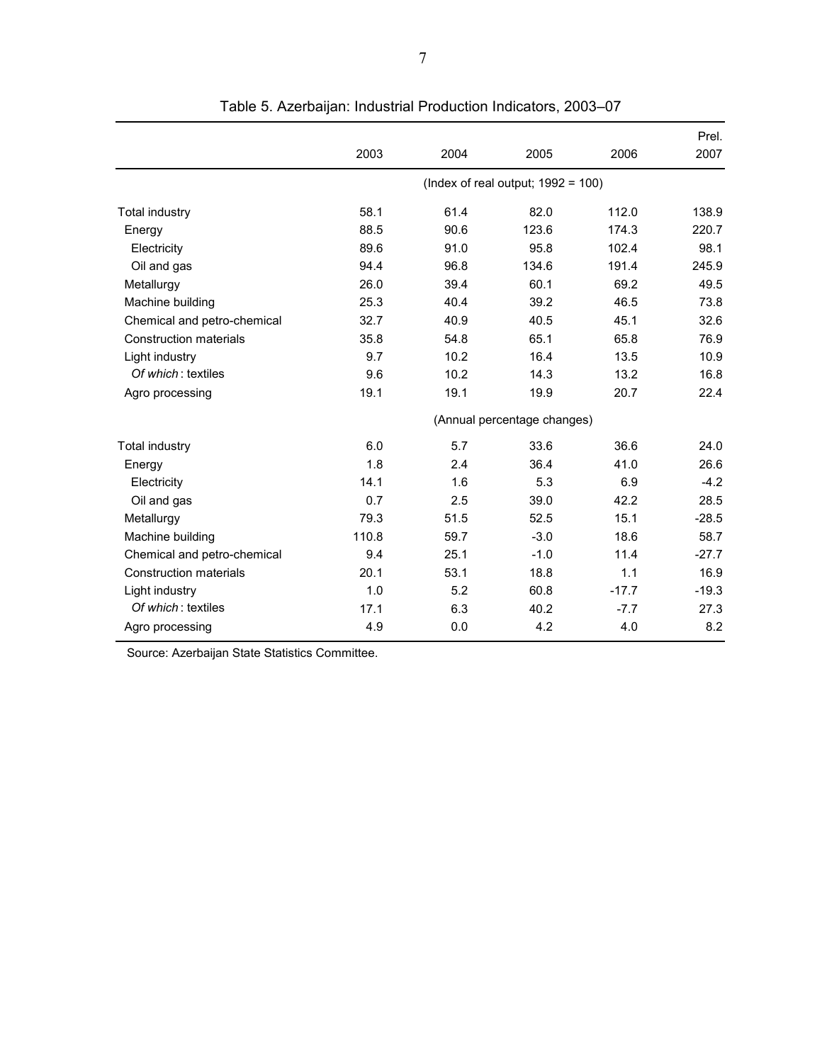Table 5. Azerbaijan: Industrial Production Indicators, 2003–07

| | 2003 | 2004 | 2005 | 2006 | Prel. 2007 |
|---|---|---|---|---|---|
| | (Index of real output; 1992 = 100) | | | | |
| Total industry | 58.1 | 61.4 | 82.0 | 112.0 | 138.9 |
| Energy | 88.5 | 90.6 | 123.6 | 174.3 | 220.7 |
| Electricity | 89.6 | 91.0 | 95.8 | 102.4 | 98.1 |
| Oil and gas | 94.4 | 96.8 | 134.6 | 191.4 | 245.9 |
| Metallurgy | 26.0 | 39.4 | 60.1 | 69.2 | 49.5 |
| Machine building | 25.3 | 40.4 | 39.2 | 46.5 | 73.8 |
| Chemical and petro-chemical | 32.7 | 40.9 | 40.5 | 45.1 | 32.6 |
| Construction materials | 35.8 | 54.8 | 65.1 | 65.8 | 76.9 |
| Light industry | 9.7 | 10.2 | 16.4 | 13.5 | 10.9 |
| *Of which*: textiles | 9.6 | 10.2 | 14.3 | 13.2 | 16.8 |
| Agro processing | 19.1 | 19.1 | 19.9 | 20.7 | 22.4 |
| | (Annual percentage changes) | | | | |
| Total industry | 6.0 | 5.7 | 33.6 | 36.6 | 24.0 |
| Energy | 1.8 | 2.4 | 36.4 | 41.0 | 26.6 |
| Electricity | 14.1 | 1.6 | 5.3 | 6.9 | -4.2 |
| Oil and gas | 0.7 | 2.5 | 39.0 | 42.2 | 28.5 |
| Metallurgy | 79.3 | 51.5 | 52.5 | 15.1 | -28.5 |
| Machine building | 110.8 | 59.7 | -3.0 | 18.6 | 58.7 |
| Chemical and petro-chemical | 9.4 | 25.1 | -1.0 | 11.4 | -27.7 |
| Construction materials | 20.1 | 53.1 | 18.8 | 1.1 | 16.9 |
| Light industry | 1.0 | 5.2 | 60.8 | -17.7 | -19.3 |
| *Of which*: textiles | 17.1 | 6.3 | 40.2 | -7.7 | 27.3 |
| Agro processing | 4.9 | 0.0 | 4.2 | 4.0 | 8.2 |

Source: Azerbaijan State Statistics Committee.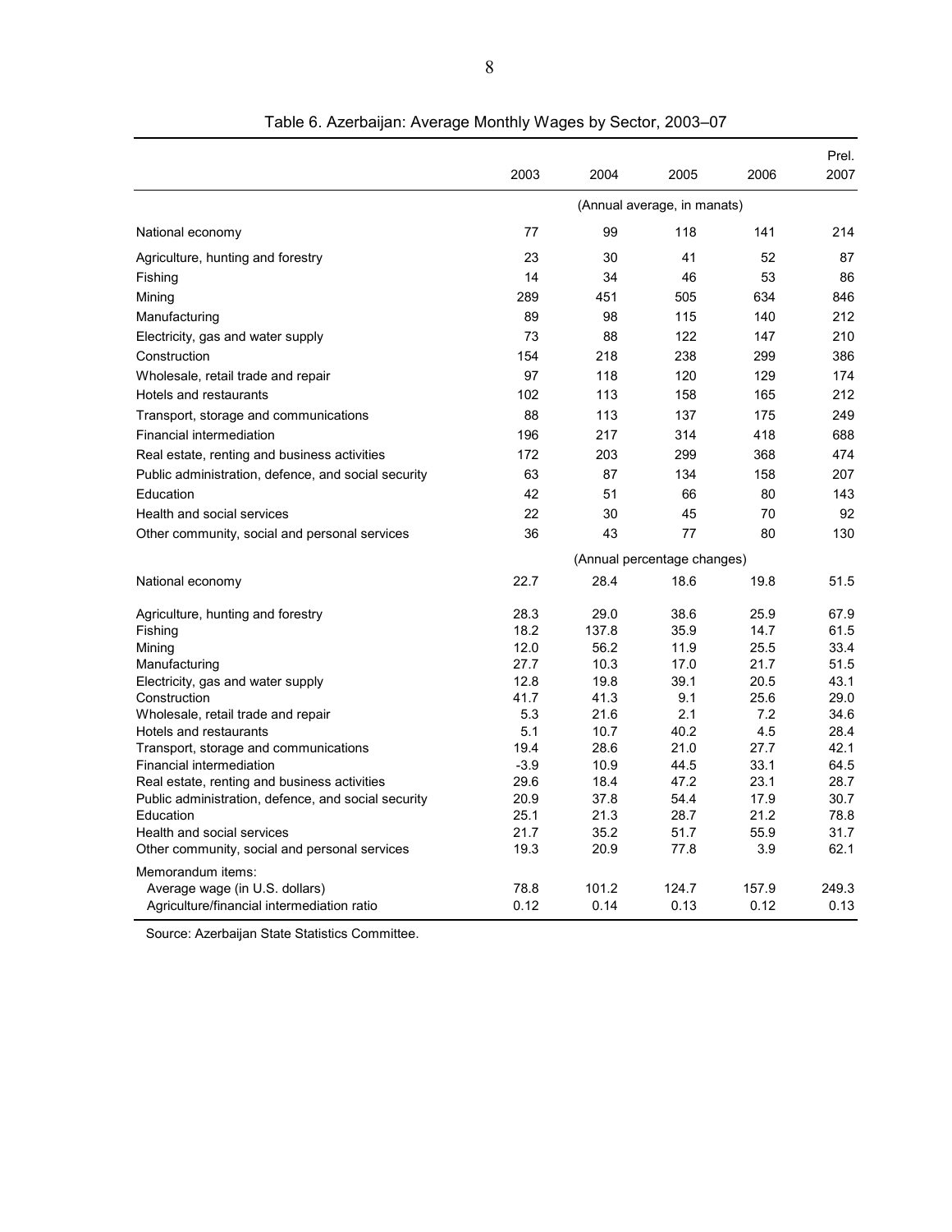Table 6. Azerbaijan: Average Monthly Wages by Sector, 2003–07

| | 2003 | 2004 | 2005 | 2006 | Prel. 2007 |
|---|---|---|---|---|---|
| | (Annual average, in manats) | | | | |
| National economy | 77 | 99 | 118 | 141 | 214 |
| Agriculture, hunting and forestry | 23 | 30 | 41 | 52 | 87 |
| Fishing | 14 | 34 | 46 | 53 | 86 |
| Mining | 289 | 451 | 505 | 634 | 846 |
| Manufacturing | 89 | 98 | 115 | 140 | 212 |
| Electricity, gas and water supply | 73 | 88 | 122 | 147 | 210 |
| Construction | 154 | 218 | 238 | 299 | 386 |
| Wholesale, retail trade and repair | 97 | 118 | 120 | 129 | 174 |
| Hotels and restaurants | 102 | 113 | 158 | 165 | 212 |
| Transport, storage and communications | 88 | 113 | 137 | 175 | 249 |
| Financial intermediation | 196 | 217 | 314 | 418 | 688 |
| Real estate, renting and business activities | 172 | 203 | 299 | 368 | 474 |
| Public administration, defence, and social security | 63 | 87 | 134 | 158 | 207 |
| Education | 42 | 51 | 66 | 80 | 143 |
| Health and social services | 22 | 30 | 45 | 70 | 92 |
| Other community, social and personal services | 36 | 43 | 77 | 80 | 130 |
| | (Annual percentage changes) | | | | |
| National economy | 22.7 | 28.4 | 18.6 | 19.8 | 51.5 |
| Agriculture, hunting and forestry | 28.3 | 29.0 | 38.6 | 25.9 | 67.9 |
| Fishing | 18.2 | 137.8 | 35.9 | 14.7 | 61.5 |
| Mining | 12.0 | 56.2 | 11.9 | 25.5 | 33.4 |
| Manufacturing | 27.7 | 10.3 | 17.0 | 21.7 | 51.5 |
| Electricity, gas and water supply | 12.8 | 19.8 | 39.1 | 20.5 | 43.1 |
| Construction | 41.7 | 41.3 | 9.1 | 25.6 | 29.0 |
| Wholesale, retail trade and repair | 5.3 | 21.6 | 2.1 | 7.2 | 34.6 |
| Hotels and restaurants | 5.1 | 10.7 | 40.2 | 4.5 | 28.4 |
| Transport, storage and communications | 19.4 | 28.6 | 21.0 | 27.7 | 42.1 |
| Financial intermediation | -3.9 | 10.9 | 44.5 | 33.1 | 64.5 |
| Real estate, renting and business activities | 29.6 | 18.4 | 47.2 | 23.1 | 28.7 |
| Public administration, defence, and social security | 20.9 | 37.8 | 54.4 | 17.9 | 30.7 |
| Education | 25.1 | 21.3 | 28.7 | 21.2 | 78.8 |
| Health and social services | 21.7 | 35.2 | 51.7 | 55.9 | 31.7 |
| Other community, social and personal services | 19.3 | 20.9 | 77.8 | 3.9 | 62.1 |
| Memorandum items: | | | | | |
| Average wage (in U.S. dollars) | 78.8 | 101.2 | 124.7 | 157.9 | 249.3 |
| Agriculture/financial intermediation ratio | 0.12 | 0.14 | 0.13 | 0.12 | 0.13 |

Source: Azerbaijan State Statistics Committee.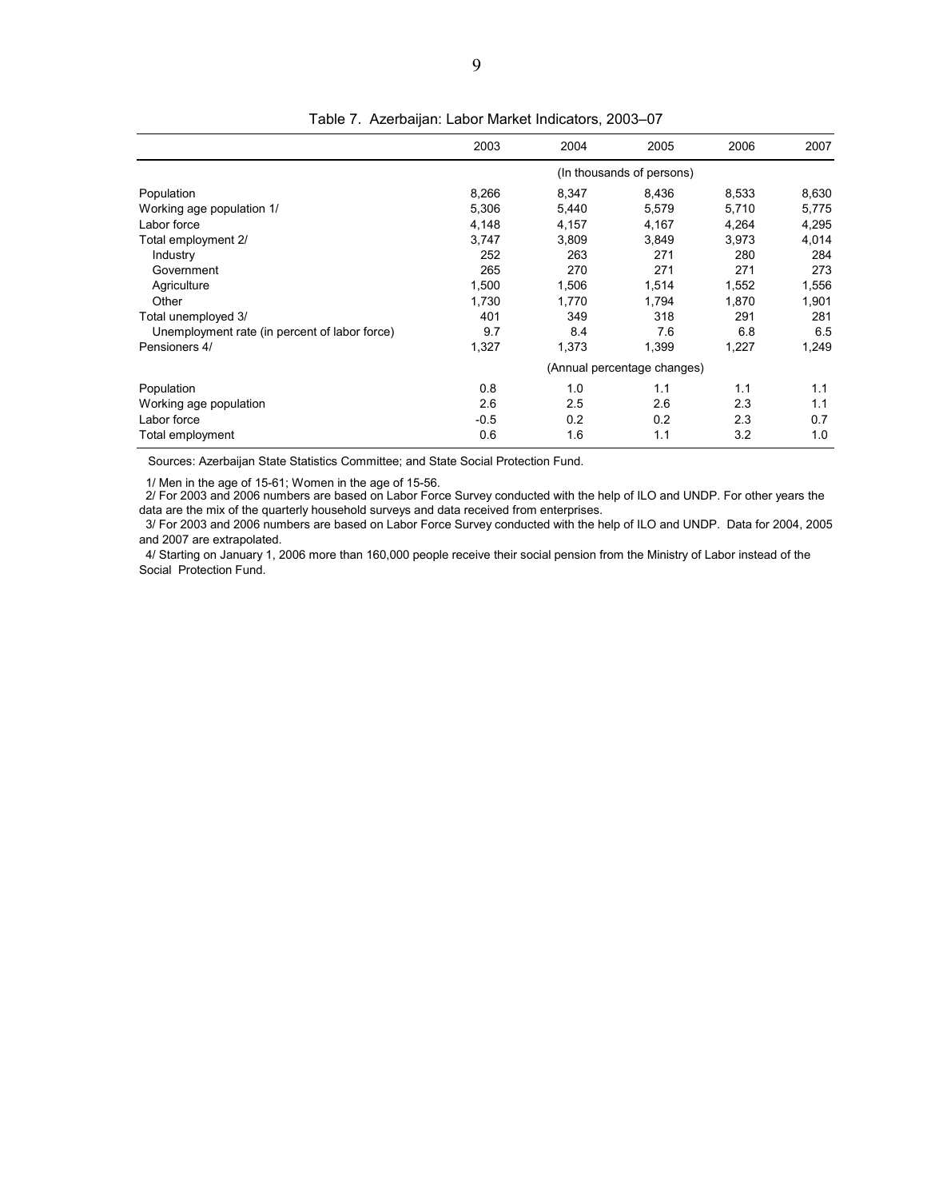Table 7. Azerbaijan: Labor Market Indicators, 2003–07

| | 2003 | 2004 | 2005 | 2006 | 2007 |
|---|---|---|---|---|---|
| | (In thousands of persons) | | | | |
| Population | 8,266 | 8,347 | 8,436 | 8,533 | 8,630 |
| Working age population 1/ | 5,306 | 5,440 | 5,579 | 5,710 | 5,775 |
| Labor force | 4,148 | 4,157 | 4,167 | 4,264 | 4,295 |
| Total employment 2/ | 3,747 | 3,809 | 3,849 | 3,973 | 4,014 |
| Industry | 252 | 263 | 271 | 280 | 284 |
| Government | 265 | 270 | 271 | 271 | 273 |
| Agriculture | 1,500 | 1,506 | 1,514 | 1,552 | 1,556 |
| Other | 1,730 | 1,770 | 1,794 | 1,870 | 1,901 |
| Total unemployed 3/ | 401 | 349 | 318 | 291 | 281 |
| Unemployment rate (in percent of labor force) | 9.7 | 8.4 | 7.6 | 6.8 | 6.5 |
| Pensioners 4/ | 1,327 | 1,373 | 1,399 | 1,227 | 1,249 |
| | (Annual percentage changes) | | | | |
| Population | 0.8 | 1.0 | 1.1 | 1.1 | 1.1 |
| Working age population | 2.6 | 2.5 | 2.6 | 2.3 | 1.1 |
| Labor force | -0.5 | 0.2 | 0.2 | 2.3 | 0.7 |
| Total employment | 0.6 | 1.6 | 1.1 | 3.2 | 1.0 |

Sources: Azerbaijan State Statistics Committee; and State Social Protection Fund.

1/ Men in the age of 15-61; Women in the age of 15-56.

2/ For 2003 and 2006 numbers are based on Labor Force Survey conducted with the help of ILO and UNDP. For other years the data are the mix of the quarterly household surveys and data received from enterprises.

3/ For 2003 and 2006 numbers are based on Labor Force Survey conducted with the help of ILO and UNDP. Data for 2004, 2005 and 2007 are extrapolated.

4/ Starting on January 1, 2006 more than 160,000 people receive their social pension from the Ministry of Labor instead of the Social Protection Fund.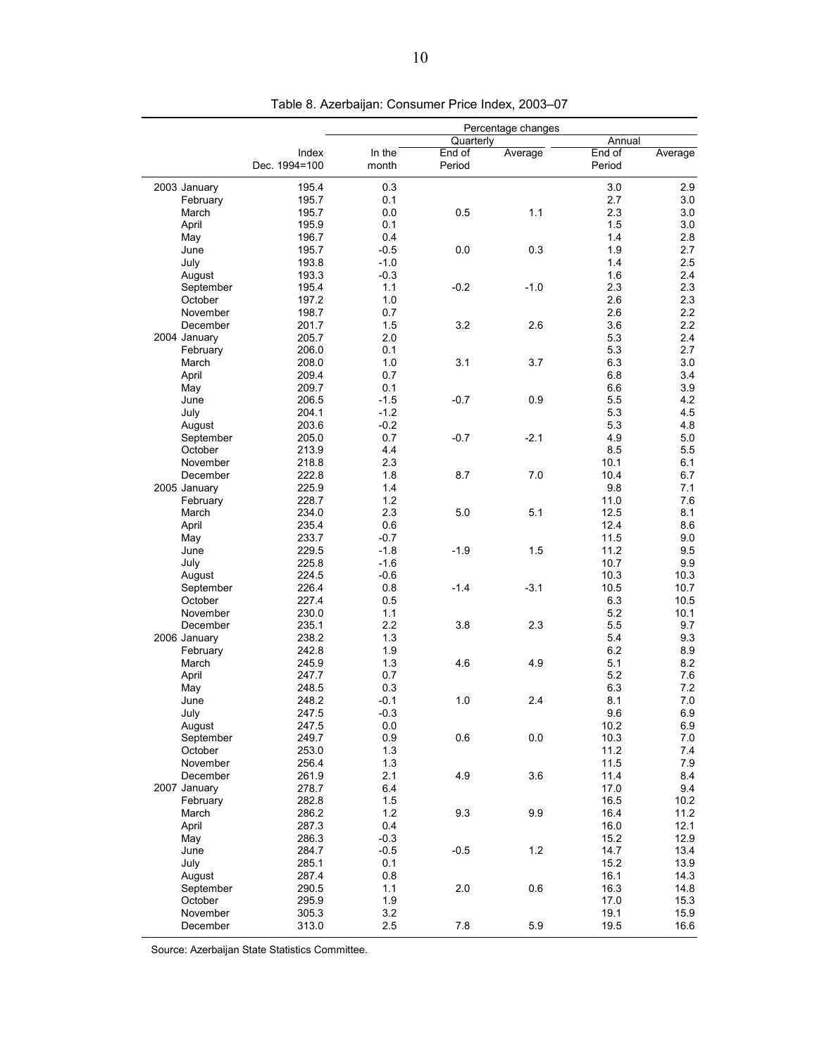Table 8. Azerbaijan: Consumer Price Index, 2003–07

| | Index | Percentage changes | | | | |
|---|---|---|---|---|---|---|
| | | | Quarterly | | Annual | |
| | Dec. 1994=100 | In the month | End of Period | Average | End of Period | Average |
| 2003 January | 195.4 | 0.3 | | | 3.0 | 2.9 |
| February | 195.7 | 0.1 | | | 2.7 | 3.0 |
| March | 195.7 | 0.0 | 0.5 | 1.1 | 2.3 | 3.0 |
| April | 195.9 | 0.1 | | | 1.5 | 3.0 |
| May | 196.7 | 0.4 | | | 1.4 | 2.8 |
| June | 195.7 | -0.5 | 0.0 | 0.3 | 1.9 | 2.7 |
| July | 193.8 | -1.0 | | | 1.4 | 2.5 |
| August | 193.3 | -0.3 | | | 1.6 | 2.4 |
| September | 195.4 | 1.1 | -0.2 | -1.0 | 2.3 | 2.3 |
| October | 197.2 | 1.0 | | | 2.6 | 2.3 |
| November | 198.7 | 0.7 | | | 2.6 | 2.2 |
| December | 201.7 | 1.5 | 3.2 | 2.6 | 3.6 | 2.2 |
| 2004 January | 205.7 | 2.0 | | | 5.3 | 2.4 |
| February | 206.0 | 0.1 | | | 5.3 | 2.7 |
| March | 208.0 | 1.0 | 3.1 | 3.7 | 6.3 | 3.0 |
| April | 209.4 | 0.7 | | | 6.8 | 3.4 |
| May | 209.7 | 0.1 | | | 6.6 | 3.9 |
| June | 206.5 | -1.5 | -0.7 | 0.9 | 5.5 | 4.2 |
| July | 204.1 | -1.2 | | | 5.3 | 4.5 |
| August | 203.6 | -0.2 | | | 5.3 | 4.8 |
| September | 205.0 | 0.7 | -0.7 | -2.1 | 4.9 | 5.0 |
| October | 213.9 | 4.4 | | | 8.5 | 5.5 |
| November | 218.8 | 2.3 | | | 10.1 | 6.1 |
| December | 222.8 | 1.8 | 8.7 | 7.0 | 10.4 | 6.7 |
| 2005 January | 225.9 | 1.4 | | | 9.8 | 7.1 |
| February | 228.7 | 1.2 | | | 11.0 | 7.6 |
| March | 234.0 | 2.3 | 5.0 | 5.1 | 12.5 | 8.1 |
| April | 235.4 | 0.6 | | | 12.4 | 8.6 |
| May | 233.7 | -0.7 | | | 11.5 | 9.0 |
| June | 229.5 | -1.8 | -1.9 | 1.5 | 11.2 | 9.5 |
| July | 225.8 | -1.6 | | | 10.7 | 9.9 |
| August | 224.5 | -0.6 | | | 10.3 | 10.3 |
| September | 226.4 | 0.8 | -1.4 | -3.1 | 10.5 | 10.7 |
| October | 227.4 | 0.5 | | | 6.3 | 10.5 |
| November | 230.0 | 1.1 | | | 5.2 | 10.1 |
| December | 235.1 | 2.2 | 3.8 | 2.3 | 5.5 | 9.7 |
| 2006 January | 238.2 | 1.3 | | | 5.4 | 9.3 |
| February | 242.8 | 1.9 | | | 6.2 | 8.9 |
| March | 245.9 | 1.3 | 4.6 | 4.9 | 5.1 | 8.2 |
| April | 247.7 | 0.7 | | | 5.2 | 7.6 |
| May | 248.5 | 0.3 | | | 6.3 | 7.2 |
| June | 248.2 | -0.1 | 1.0 | 2.4 | 8.1 | 7.0 |
| July | 247.5 | -0.3 | | | 9.6 | 6.9 |
| August | 247.5 | 0.0 | | | 10.2 | 6.9 |
| September | 249.7 | 0.9 | 0.6 | 0.0 | 10.3 | 7.0 |
| October | 253.0 | 1.3 | | | 11.2 | 7.4 |
| November | 256.4 | 1.3 | | | 11.5 | 7.9 |
| December | 261.9 | 2.1 | 4.9 | 3.6 | 11.4 | 8.4 |
| 2007 January | 278.7 | 6.4 | | | 17.0 | 9.4 |
| February | 282.8 | 1.5 | | | 16.5 | 10.2 |
| March | 286.2 | 1.2 | 9.3 | 9.9 | 16.4 | 11.2 |
| April | 287.3 | 0.4 | | | 16.0 | 12.1 |
| May | 286.3 | -0.3 | | | 15.2 | 12.9 |
| June | 284.7 | -0.5 | -0.5 | 1.2 | 14.7 | 13.4 |
| July | 285.1 | 0.1 | | | 15.2 | 13.9 |
| August | 287.4 | 0.8 | | | 16.1 | 14.3 |
| September | 290.5 | 1.1 | 2.0 | 0.6 | 16.3 | 14.8 |
| October | 295.9 | 1.9 | | | 17.0 | 15.3 |
| November | 305.3 | 3.2 | | | 19.1 | 15.9 |
| December | 313.0 | 2.5 | 7.8 | 5.9 | 19.5 | 16.6 |

Source: Azerbaijan State Statistics Committee.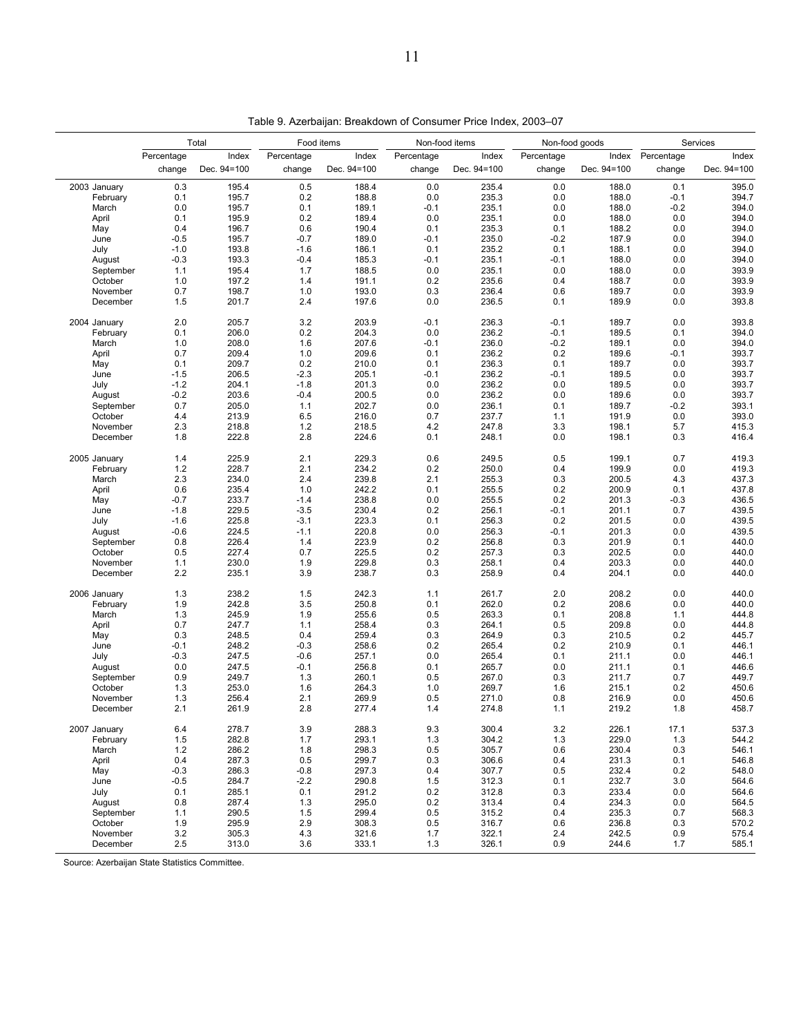Table 9. Azerbaijan: Breakdown of Consumer Price Index, 2003–07

| | Total | | Food items | | Non-food items | | Non-food goods | | Services | |
|---|---|---|---|---|---|---|---|---|---|---|
| | Percentage change | Index Dec. 94=100 | Percentage change | Index Dec. 94=100 | Percentage change | Index Dec. 94=100 | Percentage change | Index Dec. 94=100 | Percentage change | Index Dec. 94=100 |
| 2003 January | 0.3 | 195.4 | 0.5 | 188.4 | 0.0 | 235.4 | 0.0 | 188.0 | 0.1 | 395.0 |
| February | 0.1 | 195.7 | 0.2 | 188.8 | 0.0 | 235.3 | 0.0 | 188.0 | -0.1 | 394.7 |
| March | 0.0 | 195.7 | 0.1 | 189.1 | -0.1 | 235.1 | 0.0 | 188.0 | -0.2 | 394.0 |
| April | 0.1 | 195.9 | 0.2 | 189.4 | 0.0 | 235.1 | 0.0 | 188.0 | 0.0 | 394.0 |
| May | 0.4 | 196.7 | 0.6 | 190.4 | 0.1 | 235.3 | 0.1 | 188.2 | 0.0 | 394.0 |
| June | -0.5 | 195.7 | -0.7 | 189.0 | -0.1 | 235.0 | -0.2 | 187.9 | 0.0 | 394.0 |
| July | -1.0 | 193.8 | -1.6 | 186.1 | 0.1 | 235.2 | 0.1 | 188.1 | 0.0 | 394.0 |
| August | -0.3 | 193.3 | -0.4 | 185.3 | -0.1 | 235.1 | -0.1 | 188.0 | 0.0 | 394.0 |
| September | 1.1 | 195.4 | 1.7 | 188.5 | 0.0 | 235.1 | 0.0 | 188.0 | 0.0 | 393.9 |
| October | 1.0 | 197.2 | 1.4 | 191.1 | 0.2 | 235.6 | 0.4 | 188.7 | 0.0 | 393.9 |
| November | 0.7 | 198.7 | 1.0 | 193.0 | 0.3 | 236.4 | 0.6 | 189.7 | 0.0 | 393.9 |
| December | 1.5 | 201.7 | 2.4 | 197.6 | 0.0 | 236.5 | 0.1 | 189.9 | 0.0 | 393.8 |
| 2004 January | 2.0 | 205.7 | 3.2 | 203.9 | -0.1 | 236.3 | -0.1 | 189.7 | 0.0 | 393.8 |
| February | 0.1 | 206.0 | 0.2 | 204.3 | 0.0 | 236.2 | -0.1 | 189.5 | 0.1 | 394.0 |
| March | 1.0 | 208.0 | 1.6 | 207.6 | -0.1 | 236.0 | -0.2 | 189.1 | 0.0 | 394.0 |
| April | 0.7 | 209.4 | 1.0 | 209.6 | 0.1 | 236.2 | 0.2 | 189.6 | -0.1 | 393.7 |
| May | 0.1 | 209.7 | 0.2 | 210.0 | 0.1 | 236.3 | 0.1 | 189.7 | 0.0 | 393.7 |
| June | -1.5 | 206.5 | -2.3 | 205.1 | -0.1 | 236.2 | -0.1 | 189.5 | 0.0 | 393.7 |
| July | -1.2 | 204.1 | -1.8 | 201.3 | 0.0 | 236.2 | 0.0 | 189.5 | 0.0 | 393.7 |
| August | -0.2 | 203.6 | -0.4 | 200.5 | 0.0 | 236.2 | 0.0 | 189.6 | 0.0 | 393.7 |
| September | 0.7 | 205.0 | 1.1 | 202.7 | 0.0 | 236.1 | 0.1 | 189.7 | -0.2 | 393.1 |
| October | 4.4 | 213.9 | 6.5 | 216.0 | 0.7 | 237.7 | 1.1 | 191.9 | 0.0 | 393.0 |
| November | 2.3 | 218.8 | 1.2 | 218.5 | 4.2 | 247.8 | 3.3 | 198.1 | 5.7 | 415.3 |
| December | 1.8 | 222.8 | 2.8 | 224.6 | 0.1 | 248.1 | 0.0 | 198.1 | 0.3 | 416.4 |
| 2005 January | 1.4 | 225.9 | 2.1 | 229.3 | 0.6 | 249.5 | 0.5 | 199.1 | 0.7 | 419.3 |
| February | 1.2 | 228.7 | 2.1 | 234.2 | 0.2 | 250.0 | 0.4 | 199.9 | 0.0 | 419.3 |
| March | 2.3 | 234.0 | 2.4 | 239.8 | 2.1 | 255.3 | 0.3 | 200.5 | 4.3 | 437.3 |
| April | 0.6 | 235.4 | 1.0 | 242.2 | 0.1 | 255.5 | 0.2 | 200.9 | 0.1 | 437.8 |
| May | -0.7 | 233.7 | -1.4 | 238.8 | 0.0 | 255.5 | 0.2 | 201.3 | -0.3 | 436.5 |
| June | -1.8 | 229.5 | -3.5 | 230.4 | 0.2 | 256.1 | -0.1 | 201.1 | 0.7 | 439.5 |
| July | -1.6 | 225.8 | -3.1 | 223.3 | 0.1 | 256.3 | 0.2 | 201.5 | 0.0 | 439.5 |
| August | -0.6 | 224.5 | -1.1 | 220.8 | 0.0 | 256.3 | -0.1 | 201.3 | 0.0 | 439.5 |
| September | 0.8 | 226.4 | 1.4 | 223.9 | 0.2 | 256.8 | 0.3 | 201.9 | 0.1 | 440.0 |
| October | 0.5 | 227.4 | 0.7 | 225.5 | 0.2 | 257.3 | 0.3 | 202.5 | 0.0 | 440.0 |
| November | 1.1 | 230.0 | 1.9 | 229.8 | 0.3 | 258.1 | 0.4 | 203.3 | 0.0 | 440.0 |
| December | 2.2 | 235.1 | 3.9 | 238.7 | 0.3 | 258.9 | 0.4 | 204.1 | 0.0 | 440.0 |
| 2006 January | 1.3 | 238.2 | 1.5 | 242.3 | 1.1 | 261.7 | 2.0 | 208.2 | 0.0 | 440.0 |
| February | 1.9 | 242.8 | 3.5 | 250.8 | 0.1 | 262.0 | 0.2 | 208.6 | 0.0 | 440.0 |
| March | 1.3 | 245.9 | 1.9 | 255.6 | 0.5 | 263.3 | 0.1 | 208.8 | 1.1 | 444.8 |
| April | 0.7 | 247.7 | 1.1 | 258.4 | 0.3 | 264.1 | 0.5 | 209.8 | 0.0 | 444.8 |
| May | 0.3 | 248.5 | 0.4 | 259.4 | 0.3 | 264.9 | 0.3 | 210.5 | 0.2 | 445.7 |
| June | -0.1 | 248.2 | -0.3 | 258.6 | 0.2 | 265.4 | 0.2 | 210.9 | 0.1 | 446.1 |
| July | -0.3 | 247.5 | -0.6 | 257.1 | 0.0 | 265.4 | 0.1 | 211.1 | 0.0 | 446.1 |
| August | 0.0 | 247.5 | -0.1 | 256.8 | 0.1 | 265.7 | 0.0 | 211.1 | 0.1 | 446.6 |
| September | 0.9 | 249.7 | 1.3 | 260.1 | 0.5 | 267.0 | 0.3 | 211.7 | 0.7 | 449.7 |
| October | 1.3 | 253.0 | 1.6 | 264.3 | 1.0 | 269.7 | 1.6 | 215.1 | 0.2 | 450.6 |
| November | 1.3 | 256.4 | 2.1 | 269.9 | 0.5 | 271.0 | 0.8 | 216.9 | 0.0 | 450.6 |
| December | 2.1 | 261.9 | 2.8 | 277.4 | 1.4 | 274.8 | 1.1 | 219.2 | 1.8 | 458.7 |
| 2007 January | 6.4 | 278.7 | 3.9 | 288.3 | 9.3 | 300.4 | 3.2 | 226.1 | 17.1 | 537.3 |
| February | 1.5 | 282.8 | 1.7 | 293.1 | 1.3 | 304.2 | 1.3 | 229.0 | 1.3 | 544.2 |
| March | 1.2 | 286.2 | 1.8 | 298.3 | 0.5 | 305.7 | 0.6 | 230.4 | 0.3 | 546.1 |
| April | 0.4 | 287.3 | 0.5 | 299.7 | 0.3 | 306.6 | 0.4 | 231.3 | 0.1 | 546.8 |
| May | -0.3 | 286.3 | -0.8 | 297.3 | 0.4 | 307.7 | 0.5 | 232.4 | 0.2 | 548.0 |
| June | -0.5 | 284.7 | -2.2 | 290.8 | 1.5 | 312.3 | 0.1 | 232.7 | 3.0 | 564.6 |
| July | 0.1 | 285.1 | 0.1 | 291.2 | 0.2 | 312.8 | 0.3 | 233.4 | 0.0 | 564.6 |
| August | 0.8 | 287.4 | 1.3 | 295.0 | 0.2 | 313.4 | 0.4 | 234.3 | 0.0 | 564.5 |
| September | 1.1 | 290.5 | 1.5 | 299.4 | 0.5 | 315.2 | 0.4 | 235.3 | 0.7 | 568.3 |
| October | 1.9 | 295.9 | 2.9 | 308.3 | 0.5 | 316.7 | 0.6 | 236.8 | 0.3 | 570.2 |
| November | 3.2 | 305.3 | 4.3 | 321.6 | 1.7 | 322.1 | 2.4 | 242.5 | 0.9 | 575.4 |
| December | 2.5 | 313.0 | 3.6 | 333.1 | 1.3 | 326.1 | 0.9 | 244.6 | 1.7 | 585.1 |

Source: Azerbaijan State Statistics Committee.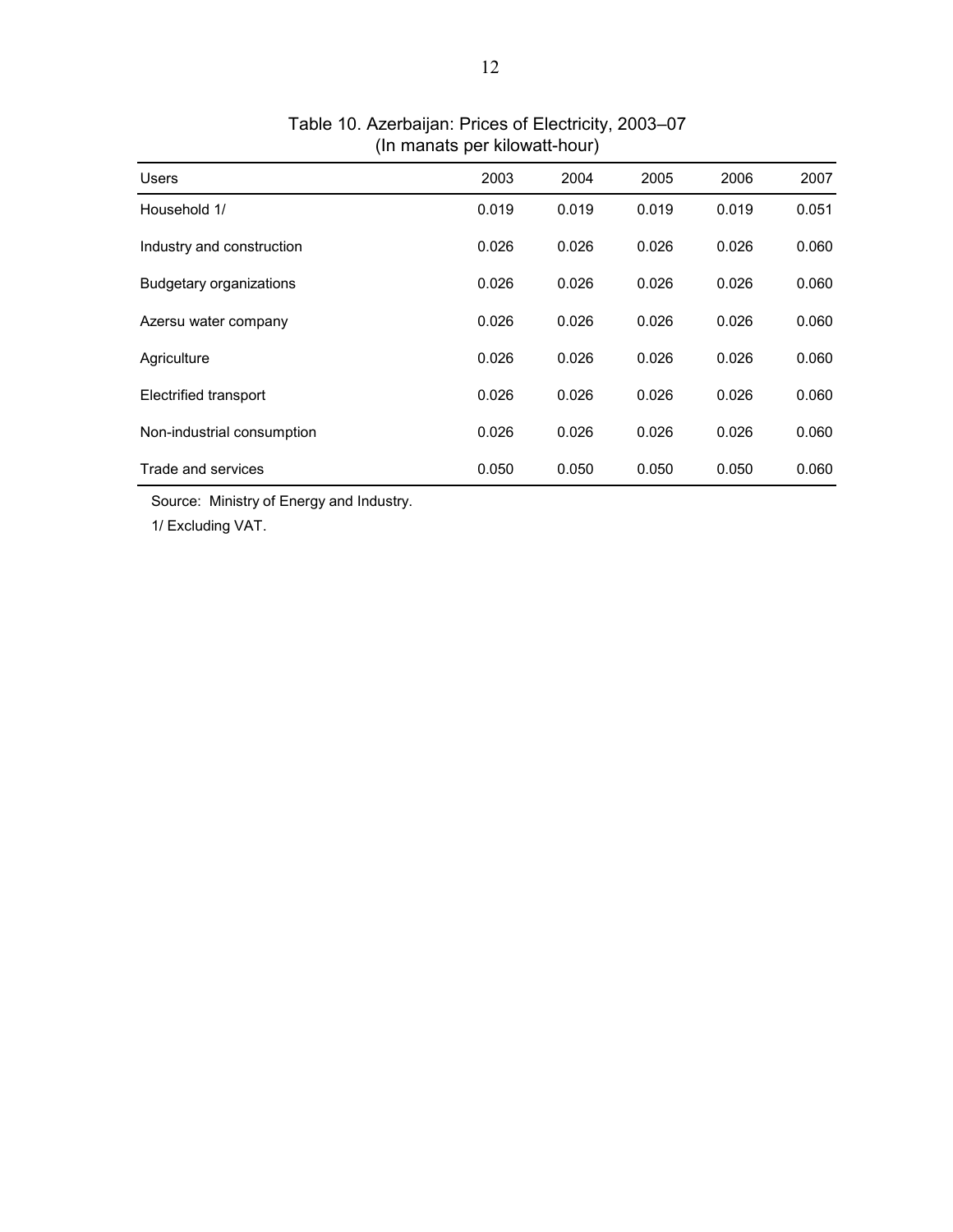Table 10. Azerbaijan: Prices of Electricity, 2003–07
(In manats per kilowatt-hour)

| Users | 2003 | 2004 | 2005 | 2006 | 2007 |
|---|---|---|---|---|---|
| Household 1/ | 0.019 | 0.019 | 0.019 | 0.019 | 0.051 |
| Industry and construction | 0.026 | 0.026 | 0.026 | 0.026 | 0.060 |
| Budgetary organizations | 0.026 | 0.026 | 0.026 | 0.026 | 0.060 |
| Azersu water company | 0.026 | 0.026 | 0.026 | 0.026 | 0.060 |
| Agriculture | 0.026 | 0.026 | 0.026 | 0.026 | 0.060 |
| Electrified transport | 0.026 | 0.026 | 0.026 | 0.026 | 0.060 |
| Non-industrial consumption | 0.026 | 0.026 | 0.026 | 0.026 | 0.060 |
| Trade and services | 0.050 | 0.050 | 0.050 | 0.050 | 0.060 |

Source: Ministry of Energy and Industry.

1/ Excluding VAT.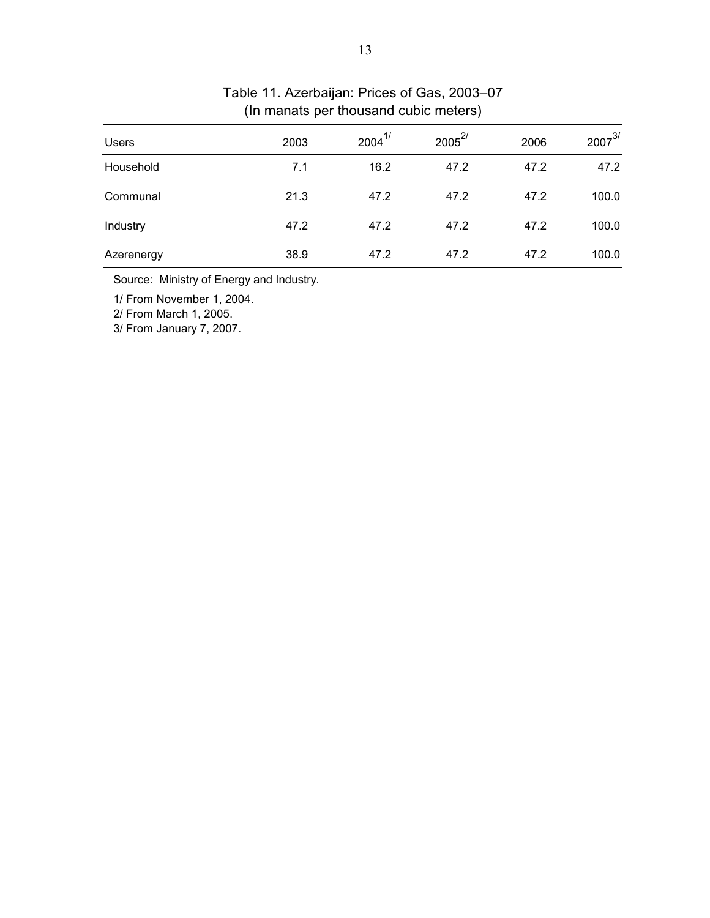Table 11. Azerbaijan: Prices of Gas, 2003–07
(In manats per thousand cubic meters)

| Users | 2003 | 2004 1/ | 2005 2/ | 2006 | 2007 3/ |
|---|---|---|---|---|---|
| Household | 7.1 | 16.2 | 47.2 | 47.2 | 47.2 |
| Communal | 21.3 | 47.2 | 47.2 | 47.2 | 100.0 |
| Industry | 47.2 | 47.2 | 47.2 | 47.2 | 100.0 |
| Azerenergy | 38.9 | 47.2 | 47.2 | 47.2 | 100.0 |

Source: Ministry of Energy and Industry.

1/ From November 1, 2004.
2/ From March 1, 2005.
3/ From January 7, 2007.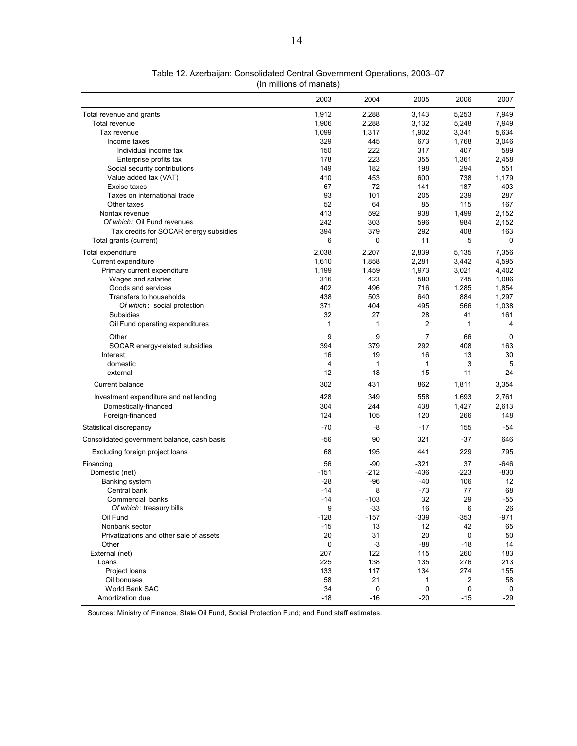Table 12. Azerbaijan: Consolidated Central Government Operations, 2003–07
(In millions of manats)

| | 2003 | 2004 | 2005 | 2006 | 2007 |
|---|---|---|---|---|---|
| Total revenue and grants | 1,912 | 2,288 | 3,143 | 5,253 | 7,949 |
| Total revenue | 1,906 | 2,288 | 3,132 | 5,248 | 7,949 |
| Tax revenue | 1,099 | 1,317 | 1,902 | 3,341 | 5,634 |
| Income taxes | 329 | 445 | 673 | 1,768 | 3,046 |
| Individual income tax | 150 | 222 | 317 | 407 | 589 |
| Enterprise profits tax | 178 | 223 | 355 | 1,361 | 2,458 |
| Social security contributions | 149 | 182 | 198 | 294 | 551 |
| Value added tax (VAT) | 410 | 453 | 600 | 738 | 1,179 |
| Excise taxes | 67 | 72 | 141 | 187 | 403 |
| Taxes on international trade | 93 | 101 | 205 | 239 | 287 |
| Other taxes | 52 | 64 | 85 | 115 | 167 |
| Nontax revenue | 413 | 592 | 938 | 1,499 | 2,152 |
| *Of which:* Oil Fund revenues | 242 | 303 | 596 | 984 | 2,152 |
| Tax credits for SOCAR energy subsidies | 394 | 379 | 292 | 408 | 163 |
| Total grants (current) | 6 | 0 | 11 | 5 | 0 |
| Total expenditure | 2,038 | 2,207 | 2,839 | 5,135 | 7,356 |
| Current expenditure | 1,610 | 1,858 | 2,281 | 3,442 | 4,595 |
| Primary current expenditure | 1,199 | 1,459 | 1,973 | 3,021 | 4,402 |
| Wages and salaries | 316 | 423 | 580 | 745 | 1,086 |
| Goods and services | 402 | 496 | 716 | 1,285 | 1,854 |
| Transfers to households | 438 | 503 | 640 | 884 | 1,297 |
| *Of which*: social protection | 371 | 404 | 495 | 566 | 1,038 |
| Subsidies | 32 | 27 | 28 | 41 | 161 |
| Oil Fund operating expenditures | 1 | 1 | 2 | 1 | 4 |
| Other | 9 | 9 | 7 | 66 | 0 |
| SOCAR energy-related subsidies | 394 | 379 | 292 | 408 | 163 |
| Interest | 16 | 19 | 16 | 13 | 30 |
| domestic | 4 | 1 | 1 | 3 | 5 |
| external | 12 | 18 | 15 | 11 | 24 |
| Current balance | 302 | 431 | 862 | 1,811 | 3,354 |
| Investment expenditure and net lending | 428 | 349 | 558 | 1,693 | 2,761 |
| Domestically-financed | 304 | 244 | 438 | 1,427 | 2,613 |
| Foreign-financed | 124 | 105 | 120 | 266 | 148 |
| Statistical discrepancy | -70 | -8 | -17 | 155 | -54 |
| Consolidated government balance, cash basis | -56 | 90 | 321 | -37 | 646 |
| Excluding foreign project loans | 68 | 195 | 441 | 229 | 795 |
| Financing | 56 | -90 | -321 | 37 | -646 |
| Domestic (net) | -151 | -212 | -436 | -223 | -830 |
| Banking system | -28 | -96 | -40 | 106 | 12 |
| Central bank | -14 | 8 | -73 | 77 | 68 |
| Commercial banks | -14 | -103 | 32 | 29 | -55 |
| *Of which*: treasury bills | 9 | -33 | 16 | 6 | 26 |
| Oil Fund | -128 | -157 | -339 | -353 | -971 |
| Nonbank sector | -15 | 13 | 12 | 42 | 65 |
| Privatizations and other sale of assets | 20 | 31 | 20 | 0 | 50 |
| Other | 0 | -3 | -88 | -18 | 14 |
| External (net) | 207 | 122 | 115 | 260 | 183 |
| Loans | 225 | 138 | 135 | 276 | 213 |
| Project loans | 133 | 117 | 134 | 274 | 155 |
| Oil bonuses | 58 | 21 | 1 | 2 | 58 |
| World Bank SAC | 34 | 0 | 0 | 0 | 0 |
| Amortization due | -18 | -16 | -20 | -15 | -29 |

Sources: Ministry of Finance, State Oil Fund, Social Protection Fund; and Fund staff estimates.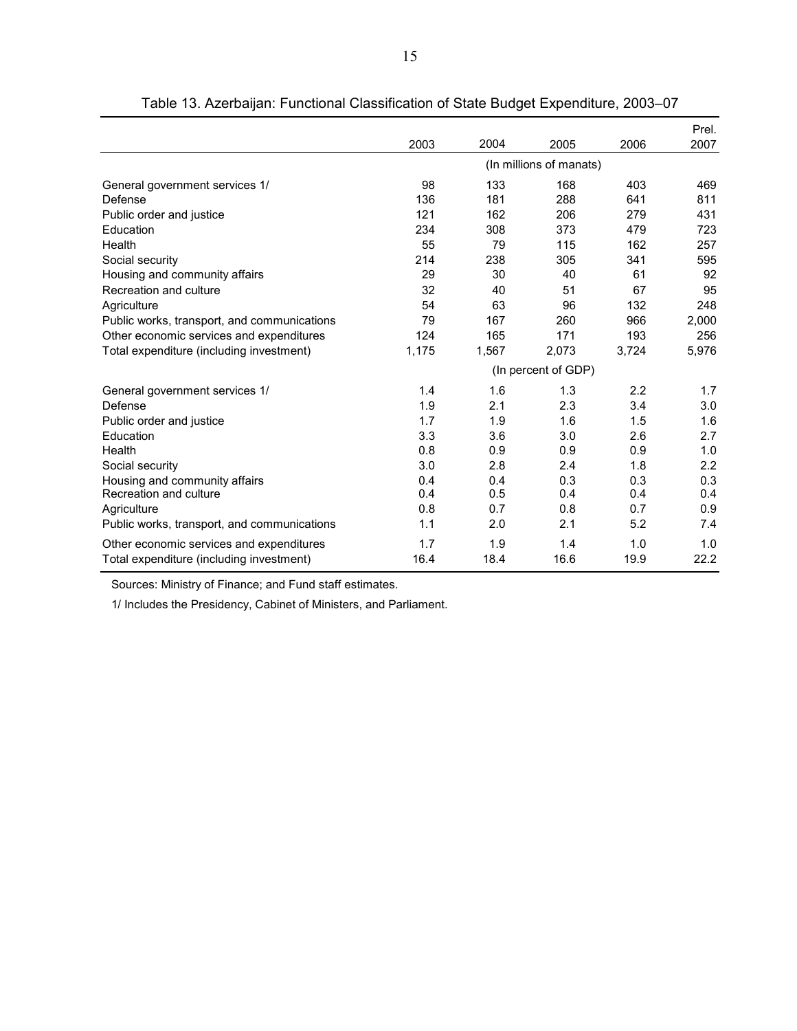Table 13. Azerbaijan: Functional Classification of State Budget Expenditure, 2003–07

| | 2003 | 2004 | 2005 | 2006 | Prel. 2007 |
|---|---|---|---|---|---|
| | | | (In millions of manats) | | |
| General government services 1/ | 98 | 133 | 168 | 403 | 469 |
| Defense | 136 | 181 | 288 | 641 | 811 |
| Public order and justice | 121 | 162 | 206 | 279 | 431 |
| Education | 234 | 308 | 373 | 479 | 723 |
| Health | 55 | 79 | 115 | 162 | 257 |
| Social security | 214 | 238 | 305 | 341 | 595 |
| Housing and community affairs | 29 | 30 | 40 | 61 | 92 |
| Recreation and culture | 32 | 40 | 51 | 67 | 95 |
| Agriculture | 54 | 63 | 96 | 132 | 248 |
| Public works, transport, and communications | 79 | 167 | 260 | 966 | 2,000 |
| Other economic services and expenditures | 124 | 165 | 171 | 193 | 256 |
| Total expenditure (including investment) | 1,175 | 1,567 | 2,073 | 3,724 | 5,976 |
| | | | (In percent of GDP) | | |
| General government services 1/ | 1.4 | 1.6 | 1.3 | 2.2 | 1.7 |
| Defense | 1.9 | 2.1 | 2.3 | 3.4 | 3.0 |
| Public order and justice | 1.7 | 1.9 | 1.6 | 1.5 | 1.6 |
| Education | 3.3 | 3.6 | 3.0 | 2.6 | 2.7 |
| Health | 0.8 | 0.9 | 0.9 | 0.9 | 1.0 |
| Social security | 3.0 | 2.8 | 2.4 | 1.8 | 2.2 |
| Housing and community affairs | 0.4 | 0.4 | 0.3 | 0.3 | 0.3 |
| Recreation and culture | 0.4 | 0.5 | 0.4 | 0.4 | 0.4 |
| Agriculture | 0.8 | 0.7 | 0.8 | 0.7 | 0.9 |
| Public works, transport, and communications | 1.1 | 2.0 | 2.1 | 5.2 | 7.4 |
| Other economic services and expenditures | 1.7 | 1.9 | 1.4 | 1.0 | 1.0 |
| Total expenditure (including investment) | 16.4 | 18.4 | 16.6 | 19.9 | 22.2 |

Sources: Ministry of Finance; and Fund staff estimates.

1/ Includes the Presidency, Cabinet of Ministers, and Parliament.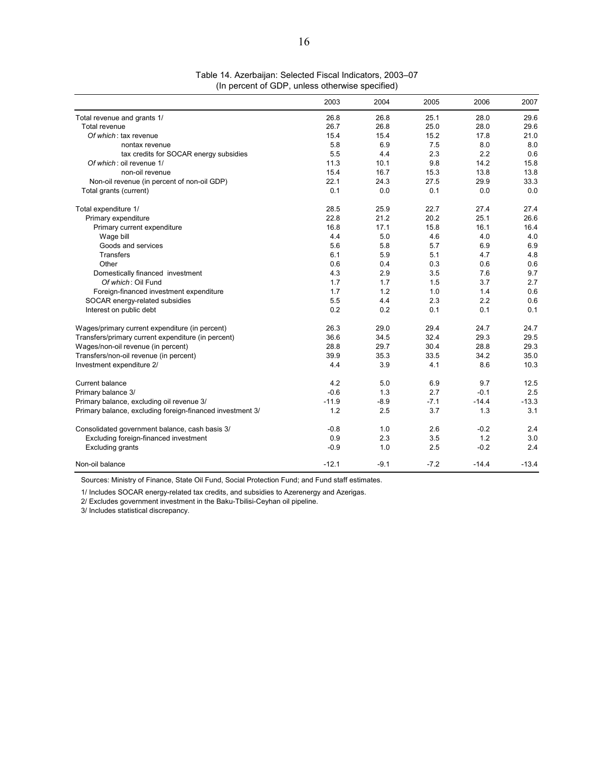Table 14. Azerbaijan: Selected Fiscal Indicators, 2003–07
(In percent of GDP, unless otherwise specified)

| | 2003 | 2004 | 2005 | 2006 | 2007 |
|---|---|---|---|---|---|
| Total revenue and grants 1/ | 26.8 | 26.8 | 25.1 | 28.0 | 29.6 |
| Total revenue | 26.7 | 26.8 | 25.0 | 28.0 | 29.6 |
| *Of which*: tax revenue | 15.4 | 15.4 | 15.2 | 17.8 | 21.0 |
| nontax revenue | 5.8 | 6.9 | 7.5 | 8.0 | 8.0 |
| tax credits for SOCAR energy subsidies | 5.5 | 4.4 | 2.3 | 2.2 | 0.6 |
| *Of which*: oil revenue 1/ | 11.3 | 10.1 | 9.8 | 14.2 | 15.8 |
| non-oil revenue | 15.4 | 16.7 | 15.3 | 13.8 | 13.8 |
| Non-oil revenue (in percent of non-oil GDP) | 22.1 | 24.3 | 27.5 | 29.9 | 33.3 |
| Total grants (current) | 0.1 | 0.0 | 0.1 | 0.0 | 0.0 |
| | | | | | |
| Total expenditure 1/ | 28.5 | 25.9 | 22.7 | 27.4 | 27.4 |
| Primary expenditure | 22.8 | 21.2 | 20.2 | 25.1 | 26.6 |
| Primary current expenditure | 16.8 | 17.1 | 15.8 | 16.1 | 16.4 |
| Wage bill | 4.4 | 5.0 | 4.6 | 4.0 | 4.0 |
| Goods and services | 5.6 | 5.8 | 5.7 | 6.9 | 6.9 |
| Transfers | 6.1 | 5.9 | 5.1 | 4.7 | 4.8 |
| Other | 0.6 | 0.4 | 0.3 | 0.6 | 0.6 |
| Domestically financed investment | 4.3 | 2.9 | 3.5 | 7.6 | 9.7 |
| *Of which*: Oil Fund | 1.7 | 1.7 | 1.5 | 3.7 | 2.7 |
| Foreign-financed investment expenditure | 1.7 | 1.2 | 1.0 | 1.4 | 0.6 |
| SOCAR energy-related subsidies | 5.5 | 4.4 | 2.3 | 2.2 | 0.6 |
| Interest on public debt | 0.2 | 0.2 | 0.1 | 0.1 | 0.1 |
| | | | | | |
| Wages/primary current expenditure (in percent) | 26.3 | 29.0 | 29.4 | 24.7 | 24.7 |
| Transfers/primary current expenditure (in percent) | 36.6 | 34.5 | 32.4 | 29.3 | 29.5 |
| Wages/non-oil revenue (in percent) | 28.8 | 29.7 | 30.4 | 28.8 | 29.3 |
| Transfers/non-oil revenue (in percent) | 39.9 | 35.3 | 33.5 | 34.2 | 35.0 |
| Investment expenditure 2/ | 4.4 | 3.9 | 4.1 | 8.6 | 10.3 |
| | | | | | |
| Current balance | 4.2 | 5.0 | 6.9 | 9.7 | 12.5 |
| Primary balance 3/ | -0.6 | 1.3 | 2.7 | -0.1 | 2.5 |
| Primary balance, excluding oil revenue 3/ | -11.9 | -8.9 | -7.1 | -14.4 | -13.3 |
| Primary balance, excluding foreign-financed investment 3/ | 1.2 | 2.5 | 3.7 | 1.3 | 3.1 |
| | | | | | |
| Consolidated government balance, cash basis 3/ | -0.8 | 1.0 | 2.6 | -0.2 | 2.4 |
| Excluding foreign-financed investment | 0.9 | 2.3 | 3.5 | 1.2 | 3.0 |
| Excluding grants | -0.9 | 1.0 | 2.5 | -0.2 | 2.4 |
| | | | | | |
| Non-oil balance | -12.1 | -9.1 | -7.2 | -14.4 | -13.4 |

Sources: Ministry of Finance, State Oil Fund, Social Protection Fund; and Fund staff estimates.

1/ Includes SOCAR energy-related tax credits, and subsidies to Azerenergy and Azerigas.

2/ Excludes government investment in the Baku-Tbilisi-Ceyhan oil pipeline.

3/ Includes statistical discrepancy.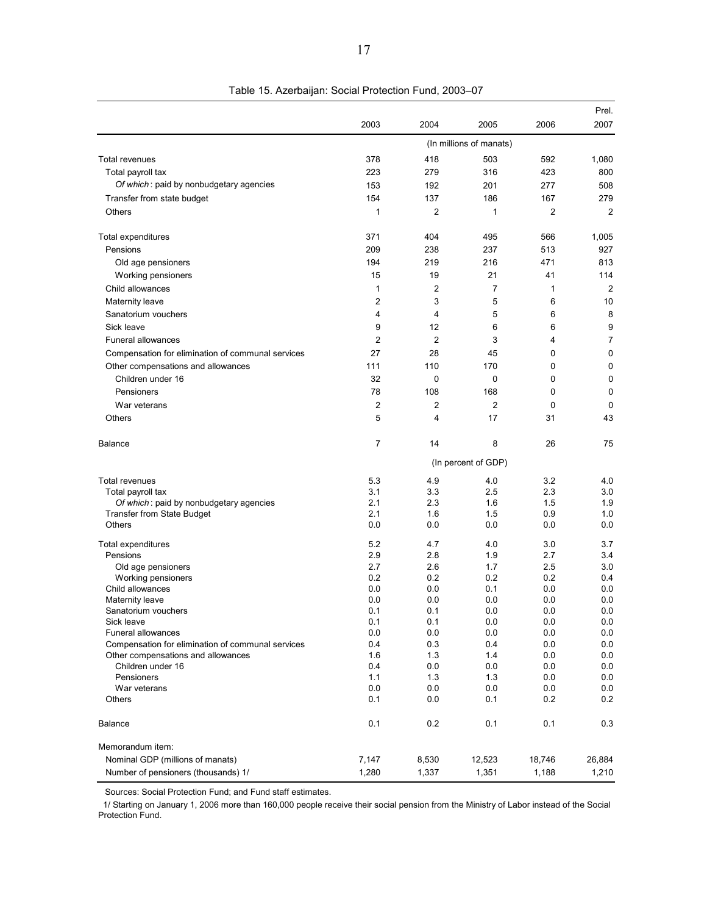Table 15. Azerbaijan: Social Protection Fund, 2003–07

| | 2003 | 2004 | 2005 | 2006 | Prel. 2007 |
|---|---|---|---|---|---|
| | (In millions of manats) | | | | |
| Total revenues | 378 | 418 | 503 | 592 | 1,080 |
| Total payroll tax | 223 | 279 | 316 | 423 | 800 |
| *Of which* : paid by nonbudgetary agencies | 153 | 192 | 201 | 277 | 508 |
| Transfer from state budget | 154 | 137 | 186 | 167 | 279 |
| Others | 1 | 2 | 1 | 2 | 2 |
| Total expenditures | 371 | 404 | 495 | 566 | 1,005 |
| Pensions | 209 | 238 | 237 | 513 | 927 |
| Old age pensioners | 194 | 219 | 216 | 471 | 813 |
| Working pensioners | 15 | 19 | 21 | 41 | 114 |
| Child allowances | 1 | 2 | 7 | 1 | 2 |
| Maternity leave | 2 | 3 | 5 | 6 | 10 |
| Sanatorium vouchers | 4 | 4 | 5 | 6 | 8 |
| Sick leave | 9 | 12 | 6 | 6 | 9 |
| Funeral allowances | 2 | 2 | 3 | 4 | 7 |
| Compensation for elimination of communal services | 27 | 28 | 45 | 0 | 0 |
| Other compensations and allowances | 111 | 110 | 170 | 0 | 0 |
| Children under 16 | 32 | 0 | 0 | 0 | 0 |
| Pensioners | 78 | 108 | 168 | 0 | 0 |
| War veterans | 2 | 2 | 2 | 0 | 0 |
| Others | 5 | 4 | 17 | 31 | 43 |
| Balance | 7 | 14 | 8 | 26 | 75 |
| | (In percent of GDP) | | | | |
| Total revenues | 5.3 | 4.9 | 4.0 | 3.2 | 4.0 |
| Total payroll tax | 3.1 | 3.3 | 2.5 | 2.3 | 3.0 |
| *Of which* : paid by nonbudgetary agencies | 2.1 | 2.3 | 1.6 | 1.5 | 1.9 |
| Transfer from State Budget | 2.1 | 1.6 | 1.5 | 0.9 | 1.0 |
| Others | 0.0 | 0.0 | 0.0 | 0.0 | 0.0 |
| Total expenditures | 5.2 | 4.7 | 4.0 | 3.0 | 3.7 |
| Pensions | 2.9 | 2.8 | 1.9 | 2.7 | 3.4 |
| Old age pensioners | 2.7 | 2.6 | 1.7 | 2.5 | 3.0 |
| Working pensioners | 0.2 | 0.2 | 0.2 | 0.2 | 0.4 |
| Child allowances | 0.0 | 0.0 | 0.1 | 0.0 | 0.0 |
| Maternity leave | 0.0 | 0.0 | 0.0 | 0.0 | 0.0 |
| Sanatorium vouchers | 0.1 | 0.1 | 0.0 | 0.0 | 0.0 |
| Sick leave | 0.1 | 0.1 | 0.0 | 0.0 | 0.0 |
| Funeral allowances | 0.0 | 0.0 | 0.0 | 0.0 | 0.0 |
| Compensation for elimination of communal services | 0.4 | 0.3 | 0.4 | 0.0 | 0.0 |
| Other compensations and allowances | 1.6 | 1.3 | 1.4 | 0.0 | 0.0 |
| Children under 16 | 0.4 | 0.0 | 0.0 | 0.0 | 0.0 |
| Pensioners | 1.1 | 1.3 | 1.3 | 0.0 | 0.0 |
| War veterans | 0.0 | 0.0 | 0.0 | 0.0 | 0.0 |
| Others | 0.1 | 0.0 | 0.1 | 0.2 | 0.2 |
| Balance | 0.1 | 0.2 | 0.1 | 0.1 | 0.3 |
| Memorandum item: | | | | | |
| Nominal GDP (millions of manats) | 7,147 | 8,530 | 12,523 | 18,746 | 26,884 |
| Number of pensioners (thousands) 1/ | 1,280 | 1,337 | 1,351 | 1,188 | 1,210 |

Sources: Social Protection Fund; and Fund staff estimates.

1/ Starting on January 1, 2006 more than 160,000 people receive their social pension from the Ministry of Labor instead of the Social Protection Fund.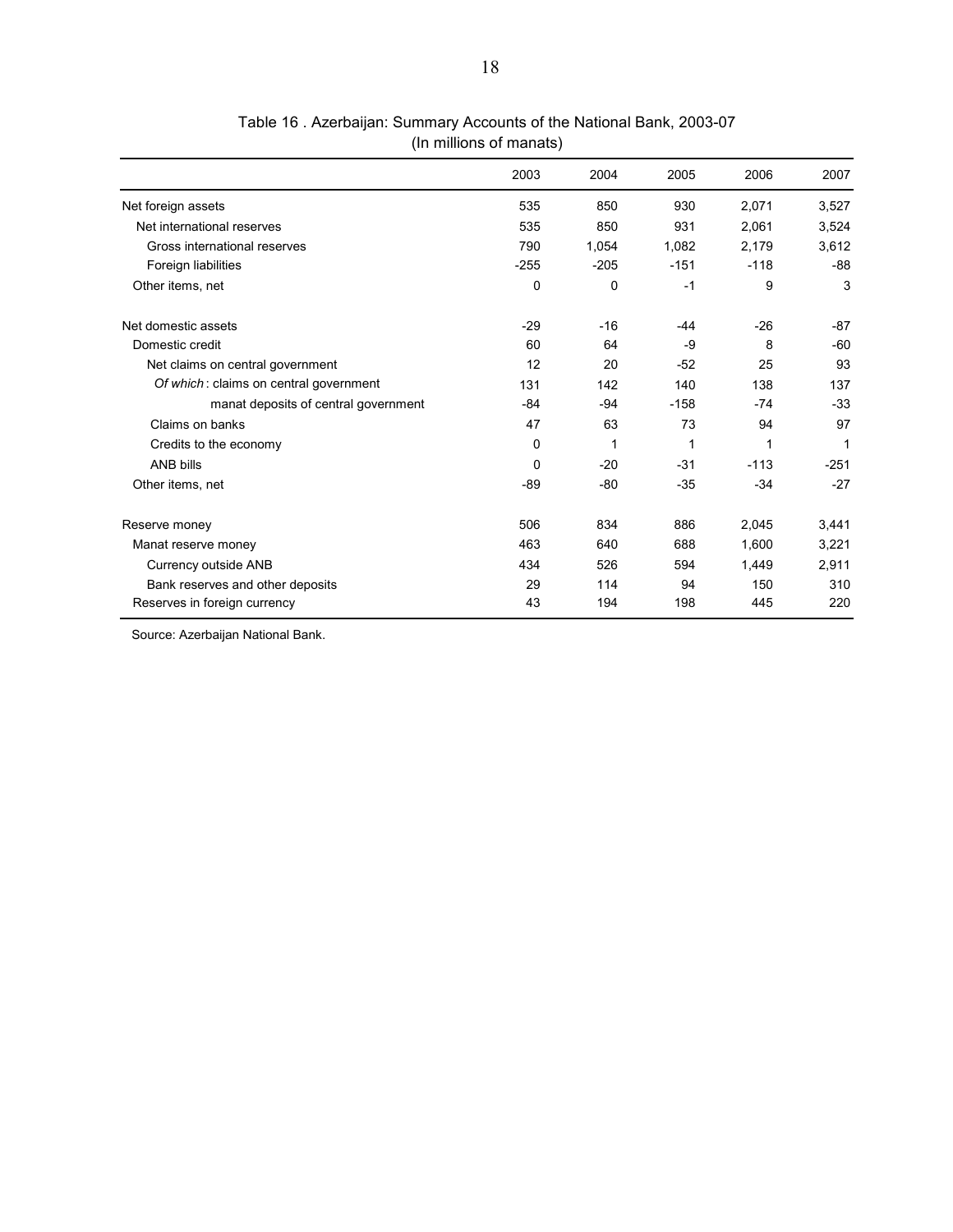Table 16 . Azerbaijan: Summary Accounts of the National Bank, 2003-07
(In millions of manats)

| | 2003 | 2004 | 2005 | 2006 | 2007 |
|---|---|---|---|---|---|
| Net foreign assets | 535 | 850 | 930 | 2,071 | 3,527 |
| Net international reserves | 535 | 850 | 931 | 2,061 | 3,524 |
| Gross international reserves | 790 | 1,054 | 1,082 | 2,179 | 3,612 |
| Foreign liabilities | -255 | -205 | -151 | -118 | -88 |
| Other items, net | 0 | 0 | -1 | 9 | 3 |
| | | | | | |
| Net domestic assets | -29 | -16 | -44 | -26 | -87 |
| Domestic credit | 60 | 64 | -9 | 8 | -60 |
| Net claims on central government | 12 | 20 | -52 | 25 | 93 |
| *Of which* : claims on central government | 131 | 142 | 140 | 138 | 137 |
| manat deposits of central government | -84 | -94 | -158 | -74 | -33 |
| Claims on banks | 47 | 63 | 73 | 94 | 97 |
| Credits to the economy | 0 | 1 | 1 | 1 | 1 |
| ANB bills | 0 | -20 | -31 | -113 | -251 |
| Other items, net | -89 | -80 | -35 | -34 | -27 |
| | | | | | |
| Reserve money | 506 | 834 | 886 | 2,045 | 3,441 |
| Manat reserve money | 463 | 640 | 688 | 1,600 | 3,221 |
| Currency outside ANB | 434 | 526 | 594 | 1,449 | 2,911 |
| Bank reserves and other deposits | 29 | 114 | 94 | 150 | 310 |
| Reserves in foreign currency | 43 | 194 | 198 | 445 | 220 |

Source: Azerbaijan National Bank.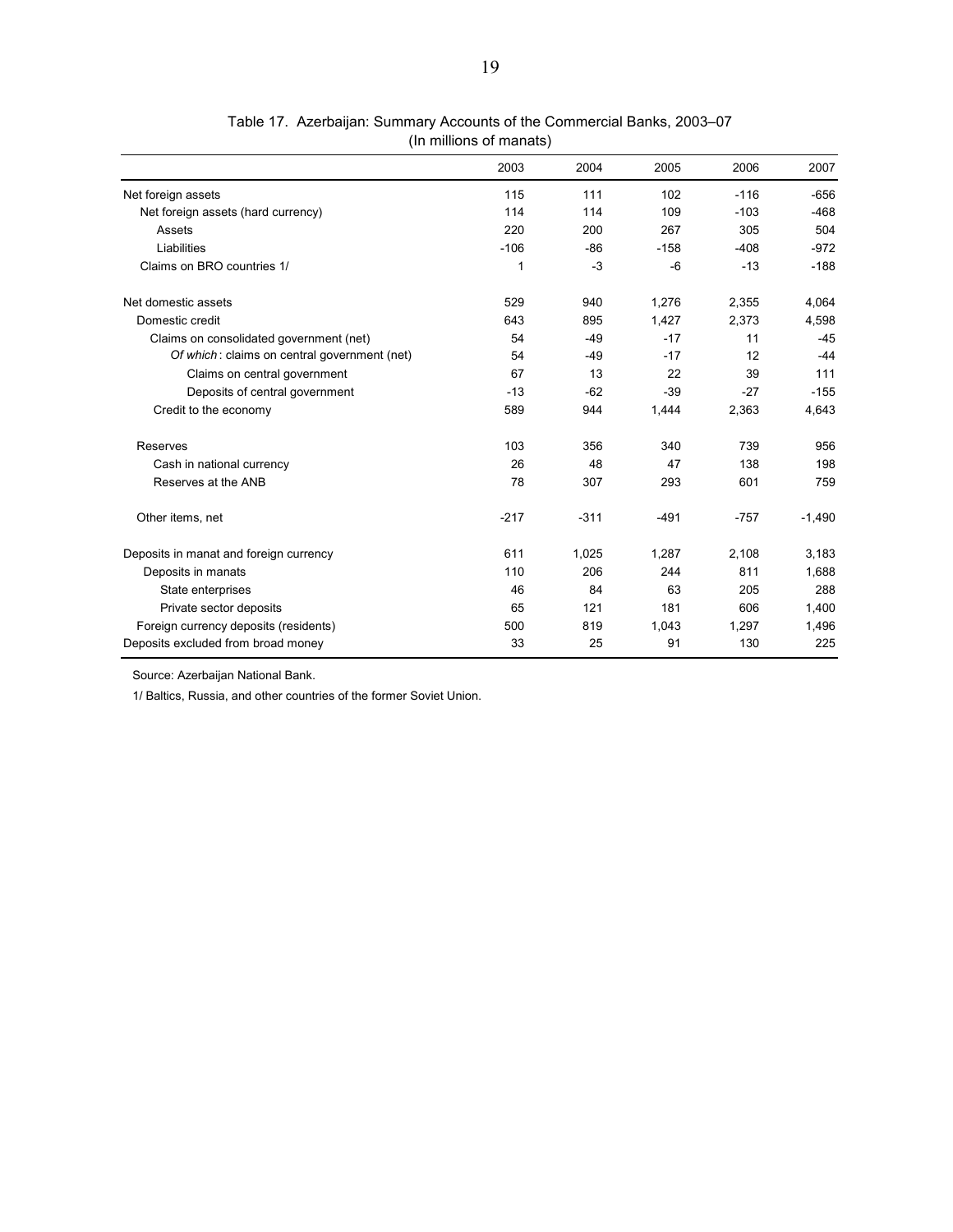Table 17. Azerbaijan: Summary Accounts of the Commercial Banks, 2003–07
(In millions of manats)

| | 2003 | 2004 | 2005 | 2006 | 2007 |
|---|---|---|---|---|---|
| Net foreign assets | 115 | 111 | 102 | -116 | -656 |
| Net foreign assets (hard currency) | 114 | 114 | 109 | -103 | -468 |
| Assets | 220 | 200 | 267 | 305 | 504 |
| Liabilities | -106 | -86 | -158 | -408 | -972 |
| Claims on BRO countries 1/ | 1 | -3 | -6 | -13 | -188 |
| | | | | | |
| Net domestic assets | 529 | 940 | 1,276 | 2,355 | 4,064 |
| Domestic credit | 643 | 895 | 1,427 | 2,373 | 4,598 |
| Claims on consolidated government (net) | 54 | -49 | -17 | 11 | -45 |
| *Of which*: claims on central government (net) | 54 | -49 | -17 | 12 | -44 |
| Claims on central government | 67 | 13 | 22 | 39 | 111 |
| Deposits of central government | -13 | -62 | -39 | -27 | -155 |
| Credit to the economy | 589 | 944 | 1,444 | 2,363 | 4,643 |
| | | | | | |
| Reserves | 103 | 356 | 340 | 739 | 956 |
| Cash in national currency | 26 | 48 | 47 | 138 | 198 |
| Reserves at the ANB | 78 | 307 | 293 | 601 | 759 |
| | | | | | |
| Other items, net | -217 | -311 | -491 | -757 | -1,490 |
| | | | | | |
| Deposits in manat and foreign currency | 611 | 1,025 | 1,287 | 2,108 | 3,183 |
| Deposits in manats | 110 | 206 | 244 | 811 | 1,688 |
| State enterprises | 46 | 84 | 63 | 205 | 288 |
| Private sector deposits | 65 | 121 | 181 | 606 | 1,400 |
| Foreign currency deposits (residents) | 500 | 819 | 1,043 | 1,297 | 1,496 |
| Deposits excluded from broad money | 33 | 25 | 91 | 130 | 225 |

Source: Azerbaijan National Bank.

1/ Baltics, Russia, and other countries of the former Soviet Union.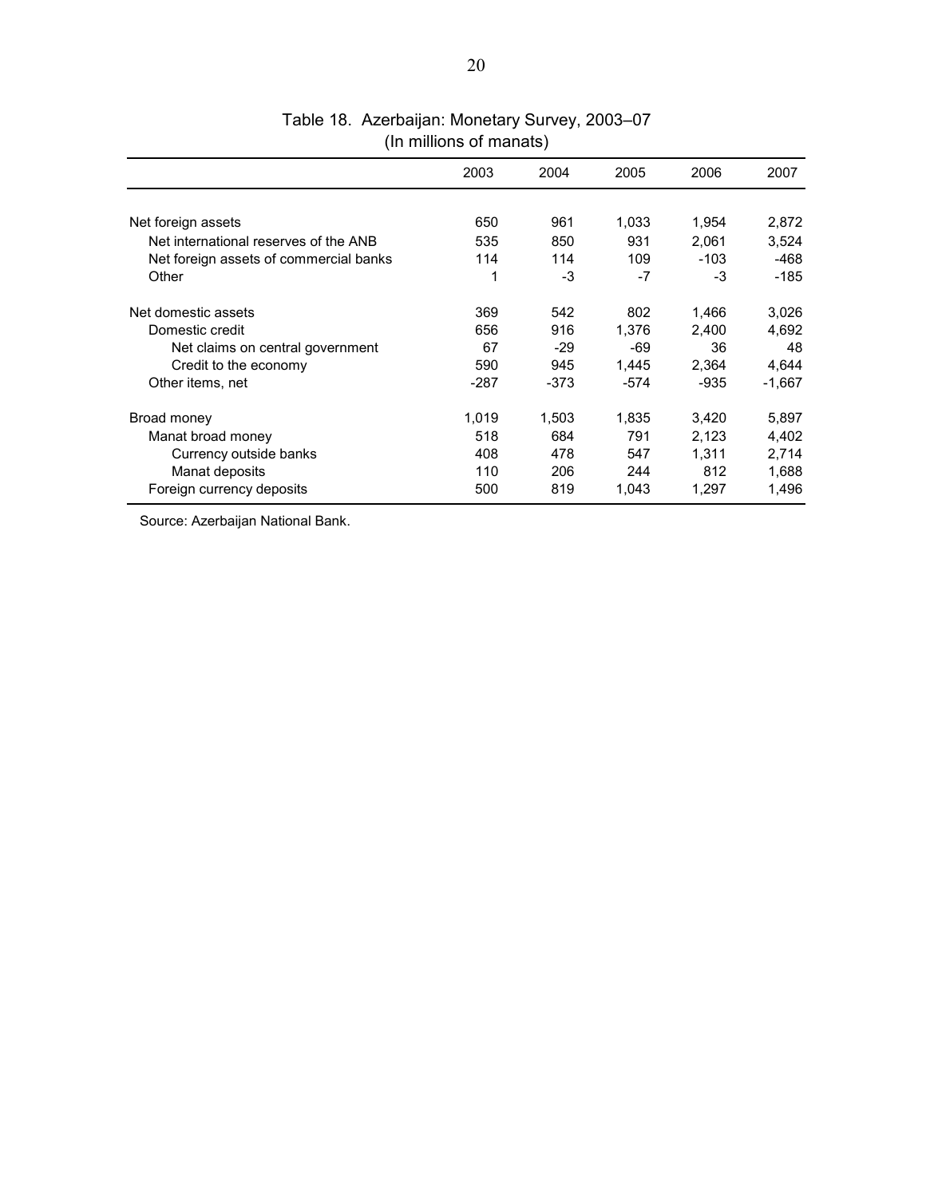Table 18. Azerbaijan: Monetary Survey, 2003–07
(In millions of manats)

| | 2003 | 2004 | 2005 | 2006 | 2007 |
|---|---|---|---|---|---|
| Net foreign assets | 650 | 961 | 1,033 | 1,954 | 2,872 |
| Net international reserves of the ANB | 535 | 850 | 931 | 2,061 | 3,524 |
| Net foreign assets of commercial banks | 114 | 114 | 109 | -103 | -468 |
| Other | 1 | -3 | -7 | -3 | -185 |
| Net domestic assets | 369 | 542 | 802 | 1,466 | 3,026 |
| Domestic credit | 656 | 916 | 1,376 | 2,400 | 4,692 |
| Net claims on central government | 67 | -29 | -69 | 36 | 48 |
| Credit to the economy | 590 | 945 | 1,445 | 2,364 | 4,644 |
| Other items, net | -287 | -373 | -574 | -935 | -1,667 |
| Broad money | 1,019 | 1,503 | 1,835 | 3,420 | 5,897 |
| Manat broad money | 518 | 684 | 791 | 2,123 | 4,402 |
| Currency outside banks | 408 | 478 | 547 | 1,311 | 2,714 |
| Manat deposits | 110 | 206 | 244 | 812 | 1,688 |
| Foreign currency deposits | 500 | 819 | 1,043 | 1,297 | 1,496 |

Source: Azerbaijan National Bank.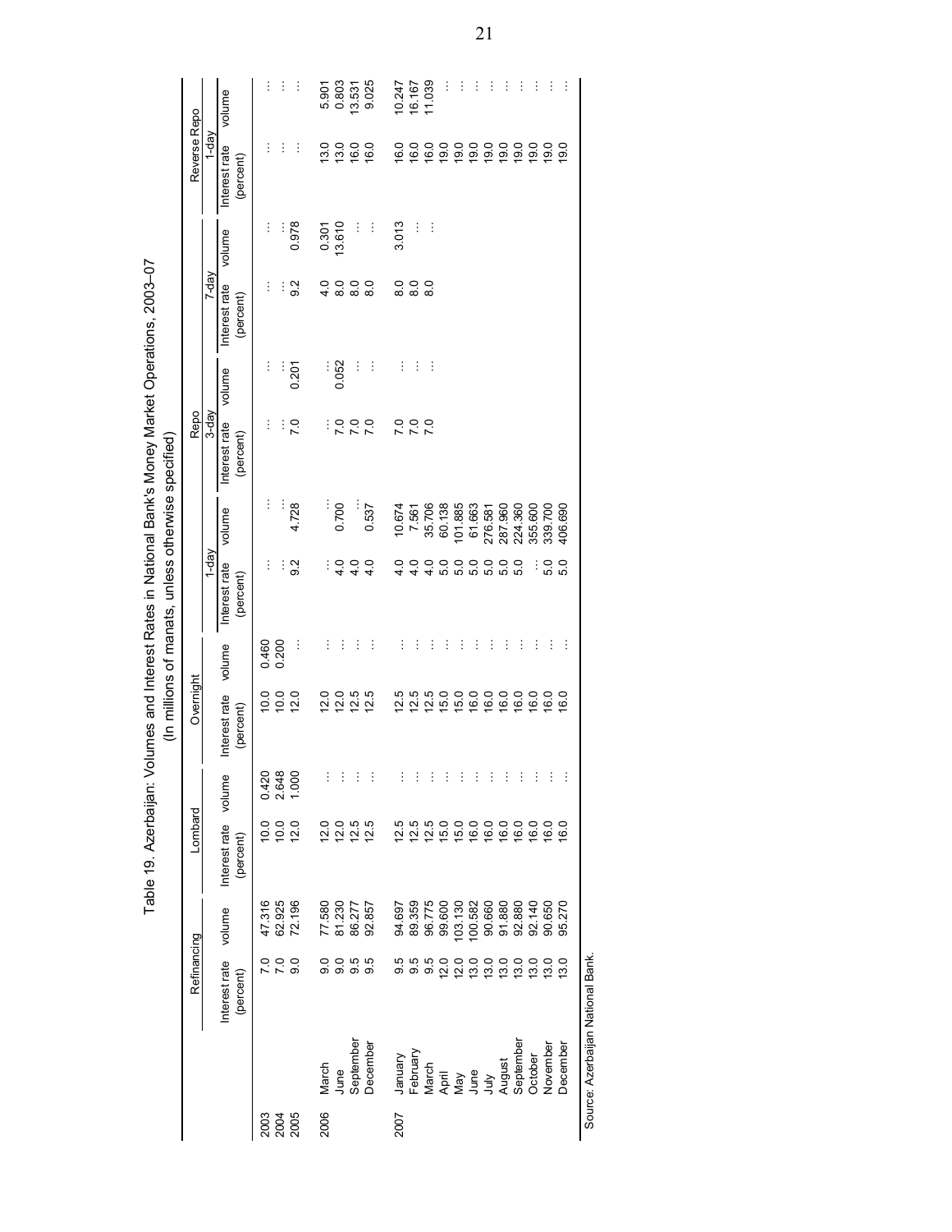Table 19. Azerbaijan: Volumes and Interest Rates in National Bank's Money Market Operations, 2003–07

(In millions of manats, unless otherwise specified)

| | | Refinancing | | Lombard | | Overnight | | Repo | | | | | | Reverse Repo | |
|---|---|---|---|---|---|---|---|---|---|---|---|---|---|---|---|
| | | | | | | | | 1-day | | 3-day | | 7-day | | 1-day | |
| | | Interest rate (percent) | volume | Interest rate (percent) | volume | Interest rate (percent) | volume | Interest rate (percent) | volume | Interest rate (percent) | volume | Interest rate (percent) | volume | Interest rate (percent) | volume |
| 2003 | | 7.0 | 47.316 | 10.0 | 0.420 | 10.0 | 0.460 | ... | ... | ... | ... | ... | ... | ... | ... |
| 2004 | | 7.0 | 62.925 | 10.0 | 2.648 | 10.0 | 0.200 | ... | ... | ... | ... | ... | ... | ... | ... |
| 2005 | | 9.0 | 72.196 | 12.0 | 1.000 | 12.0 | ... | 9.2 | 4.728 | 7.0 | 0.201 | 9.2 | 0.978 | ... | ... |
| 2006 | March | 9.0 | 77.580 | 12.0 | ... | 12.0 | ... | ... | ... | ... | ... | 4.0 | 0.301 | 13.0 | 5.901 |
| | June | 9.0 | 81.230 | 12.0 | ... | 12.0 | ... | 4.0 | 0.700 | 7.0 | 0.052 | 8.0 | 13.610 | 13.0 | 0.803 |
| | September | 9.5 | 86.277 | 12.5 | ... | 12.5 | ... | 4.0 | ... | 7.0 | ... | 8.0 | ... | 16.0 | 13.531 |
| | December | 9.5 | 92.857 | 12.5 | ... | 12.5 | ... | 4.0 | 0.537 | 7.0 | ... | 8.0 | ... | 16.0 | 9.025 |
| 2007 | January | 9.5 | 94.697 | 12.5 | ... | 12.5 | ... | 4.0 | 10.674 | 7.0 | ... | 8.0 | 3.013 | 16.0 | 10.247 |
| | February | 9.5 | 89.359 | 12.5 | ... | 12.5 | ... | 4.0 | 7.561 | 7.0 | ... | 8.0 | ... | 16.0 | 16.167 |
| | March | 9.5 | 96.775 | 12.5 | ... | 12.5 | ... | 4.0 | 35.706 | 7.0 | ... | 8.0 | ... | 16.0 | 11.039 |
| | April | 12.0 | 99.600 | 15.0 | ... | 15.0 | ... | 5.0 | 60.138 | | | | | 19.0 | ... |
| | May | 12.0 | 103.130 | 15.0 | ... | 15.0 | ... | 5.0 | 101.885 | | | | | 19.0 | ... |
| | June | 13.0 | 100.582 | 16.0 | ... | 16.0 | ... | 5.0 | 61.663 | | | | | 19.0 | ... |
| | July | 13.0 | 90.660 | 16.0 | ... | 16.0 | ... | 5.0 | 276.581 | | | | | 19.0 | ... |
| | August | 13.0 | 91.880 | 16.0 | ... | 16.0 | ... | 5.0 | 287.960 | | | | | 19.0 | ... |
| | September | 13.0 | 92.880 | 16.0 | ... | 16.0 | ... | 5.0 | 224.360 | | | | | 19.0 | ... |
| | October | 13.0 | 92.140 | 16.0 | ... | 16.0 | ... | ... | 355.600 | | | | | 19.0 | ... |
| | November | 13.0 | 90.650 | 16.0 | ... | 16.0 | ... | 5.0 | 339.700 | | | | | 19.0 | ... |
| | December | 13.0 | 95.270 | 16.0 | ... | 16.0 | ... | 5.0 | 406.690 | | | | | 19.0 | ... |

Source: Azerbaijan National Bank.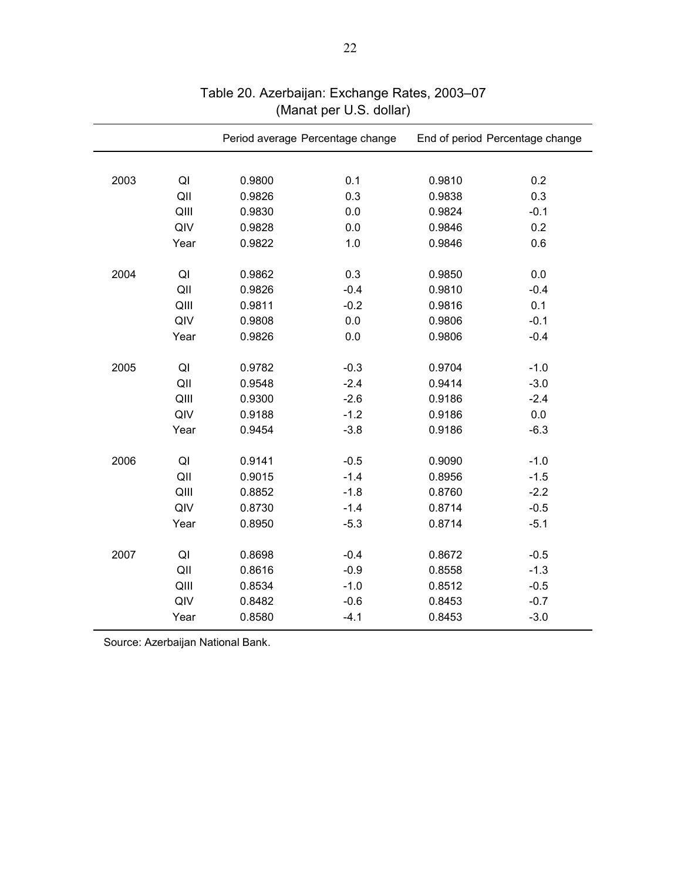# Table 20. Azerbaijan: Exchange Rates, 2003–07

(Manat per U.S. dollar)

| | | Period average | Percentage change | End of period | Percentage change |
|---|---|---|---|---|---|
| 2003 | QI | 0.9800 | 0.1 | 0.9810 | 0.2 |
| | QII | 0.9826 | 0.3 | 0.9838 | 0.3 |
| | QIII | 0.9830 | 0.0 | 0.9824 | -0.1 |
| | QIV | 0.9828 | 0.0 | 0.9846 | 0.2 |
| | Year | 0.9822 | 1.0 | 0.9846 | 0.6 |
| 2004 | QI | 0.9862 | 0.3 | 0.9850 | 0.0 |
| | QII | 0.9826 | -0.4 | 0.9810 | -0.4 |
| | QIII | 0.9811 | -0.2 | 0.9816 | 0.1 |
| | QIV | 0.9808 | 0.0 | 0.9806 | -0.1 |
| | Year | 0.9826 | 0.0 | 0.9806 | -0.4 |
| 2005 | QI | 0.9782 | -0.3 | 0.9704 | -1.0 |
| | QII | 0.9548 | -2.4 | 0.9414 | -3.0 |
| | QIII | 0.9300 | -2.6 | 0.9186 | -2.4 |
| | QIV | 0.9188 | -1.2 | 0.9186 | 0.0 |
| | Year | 0.9454 | -3.8 | 0.9186 | -6.3 |
| 2006 | QI | 0.9141 | -0.5 | 0.9090 | -1.0 |
| | QII | 0.9015 | -1.4 | 0.8956 | -1.5 |
| | QIII | 0.8852 | -1.8 | 0.8760 | -2.2 |
| | QIV | 0.8730 | -1.4 | 0.8714 | -0.5 |
| | Year | 0.8950 | -5.3 | 0.8714 | -5.1 |
| 2007 | QI | 0.8698 | -0.4 | 0.8672 | -0.5 |
| | QII | 0.8616 | -0.9 | 0.8558 | -1.3 |
| | QIII | 0.8534 | -1.0 | 0.8512 | -0.5 |
| | QIV | 0.8482 | -0.6 | 0.8453 | -0.7 |
| | Year | 0.8580 | -4.1 | 0.8453 | -3.0 |

Source: Azerbaijan National Bank.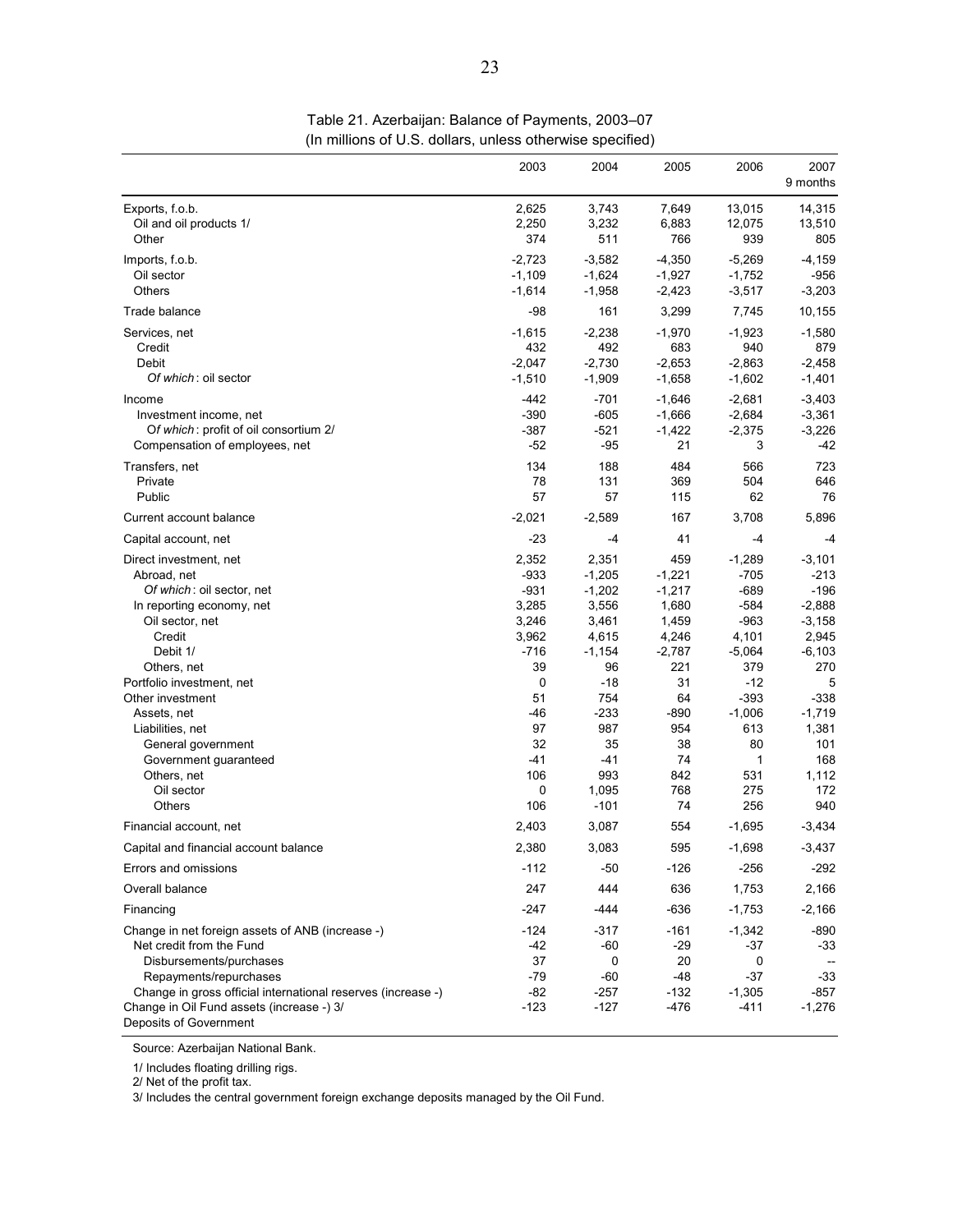Table 21. Azerbaijan: Balance of Payments, 2003–07
(In millions of U.S. dollars, unless otherwise specified)

| | 2003 | 2004 | 2005 | 2006 | 2007 9 months |
|---|---|---|---|---|---|
| Exports, f.o.b. | 2,625 | 3,743 | 7,649 | 13,015 | 14,315 |
| Oil and oil products 1/ | 2,250 | 3,232 | 6,883 | 12,075 | 13,510 |
| Other | 374 | 511 | 766 | 939 | 805 |
| Imports, f.o.b. | -2,723 | -3,582 | -4,350 | -5,269 | -4,159 |
| Oil sector | -1,109 | -1,624 | -1,927 | -1,752 | -956 |
| Others | -1,614 | -1,958 | -2,423 | -3,517 | -3,203 |
| Trade balance | -98 | 161 | 3,299 | 7,745 | 10,155 |
| Services, net | -1,615 | -2,238 | -1,970 | -1,923 | -1,580 |
| Credit | 432 | 492 | 683 | 940 | 879 |
| Debit | -2,047 | -2,730 | -2,653 | -2,863 | -2,458 |
| *Of which*: oil sector | -1,510 | -1,909 | -1,658 | -1,602 | -1,401 |
| Income | -442 | -701 | -1,646 | -2,681 | -3,403 |
| Investment income, net | -390 | -605 | -1,666 | -2,684 | -3,361 |
| *Of which*: profit of oil consortium 2/ | -387 | -521 | -1,422 | -2,375 | -3,226 |
| Compensation of employees, net | -52 | -95 | 21 | 3 | -42 |
| Transfers, net | 134 | 188 | 484 | 566 | 723 |
| Private | 78 | 131 | 369 | 504 | 646 |
| Public | 57 | 57 | 115 | 62 | 76 |
| Current account balance | -2,021 | -2,589 | 167 | 3,708 | 5,896 |
| Capital account, net | -23 | -4 | 41 | -4 | -4 |
| Direct investment, net | 2,352 | 2,351 | 459 | -1,289 | -3,101 |
| Abroad, net | -933 | -1,205 | -1,221 | -705 | -213 |
| *Of which*: oil sector, net | -931 | -1,202 | -1,217 | -689 | -196 |
| In reporting economy, net | 3,285 | 3,556 | 1,680 | -584 | -2,888 |
| Oil sector, net | 3,246 | 3,461 | 1,459 | -963 | -3,158 |
| Credit | 3,962 | 4,615 | 4,246 | 4,101 | 2,945 |
| Debit 1/ | -716 | -1,154 | -2,787 | -5,064 | -6,103 |
| Others, net | 39 | 96 | 221 | 379 | 270 |
| Portfolio investment, net | 0 | -18 | 31 | -12 | 5 |
| Other investment | 51 | 754 | 64 | -393 | -338 |
| Assets, net | -46 | -233 | -890 | -1,006 | -1,719 |
| Liabilities, net | 97 | 987 | 954 | 613 | 1,381 |
| General government | 32 | 35 | 38 | 80 | 101 |
| Government guaranteed | -41 | -41 | 74 | 1 | 168 |
| Others, net | 106 | 993 | 842 | 531 | 1,112 |
| Oil sector | 0 | 1,095 | 768 | 275 | 172 |
| Others | 106 | -101 | 74 | 256 | 940 |
| Financial account, net | 2,403 | 3,087 | 554 | -1,695 | -3,434 |
| Capital and financial account balance | 2,380 | 3,083 | 595 | -1,698 | -3,437 |
| Errors and omissions | -112 | -50 | -126 | -256 | -292 |
| Overall balance | 247 | 444 | 636 | 1,753 | 2,166 |
| Financing | -247 | -444 | -636 | -1,753 | -2,166 |
| Change in net foreign assets of ANB (increase -) | -124 | -317 | -161 | -1,342 | -890 |
| Net credit from the Fund | -42 | -60 | -29 | -37 | -33 |
| Disbursements/purchases | 37 | 0 | 20 | 0 | -- |
| Repayments/repurchases | -79 | -60 | -48 | -37 | -33 |
| Change in gross official international reserves (increase -) | -82 | -257 | -132 | -1,305 | -857 |
| Change in Oil Fund assets (increase -) 3/ | -123 | -127 | -476 | -411 | -1,276 |
| Deposits of Government | | | | | |

Source: Azerbaijan National Bank.

1/ Includes floating drilling rigs.
2/ Net of the profit tax.
3/ Includes the central government foreign exchange deposits managed by the Oil Fund.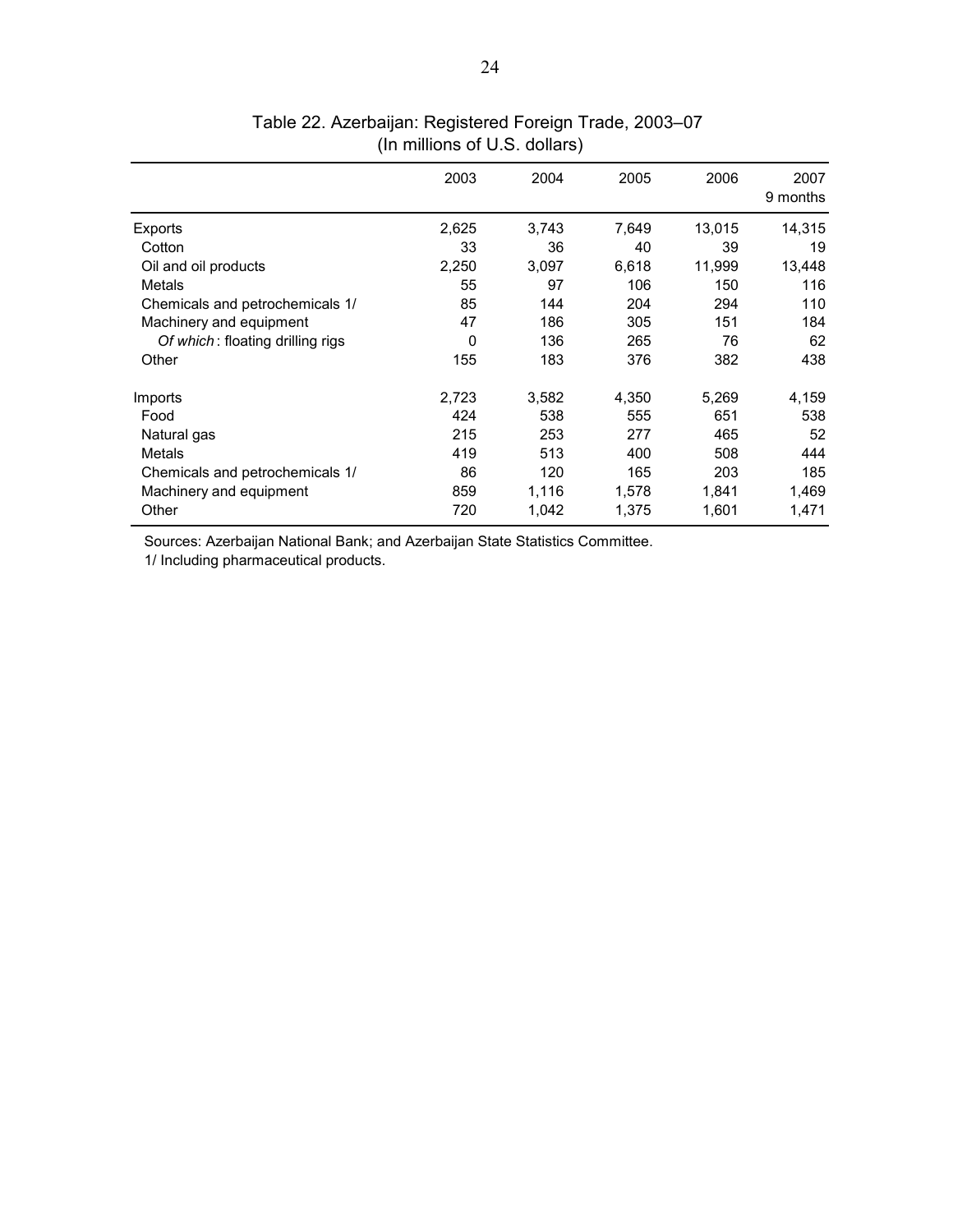# Table 22. Azerbaijan: Registered Foreign Trade, 2003–07
(In millions of U.S. dollars)

| | 2003 | 2004 | 2005 | 2006 | 2007 9 months |
|---|---|---|---|---|---|
| Exports | 2,625 | 3,743 | 7,649 | 13,015 | 14,315 |
| Cotton | 33 | 36 | 40 | 39 | 19 |
| Oil and oil products | 2,250 | 3,097 | 6,618 | 11,999 | 13,448 |
| Metals | 55 | 97 | 106 | 150 | 116 |
| Chemicals and petrochemicals 1/ | 85 | 144 | 204 | 294 | 110 |
| Machinery and equipment | 47 | 186 | 305 | 151 | 184 |
| *Of which*: floating drilling rigs | 0 | 136 | 265 | 76 | 62 |
| Other | 155 | 183 | 376 | 382 | 438 |
| | | | | | |
| Imports | 2,723 | 3,582 | 4,350 | 5,269 | 4,159 |
| Food | 424 | 538 | 555 | 651 | 538 |
| Natural gas | 215 | 253 | 277 | 465 | 52 |
| Metals | 419 | 513 | 400 | 508 | 444 |
| Chemicals and petrochemicals 1/ | 86 | 120 | 165 | 203 | 185 |
| Machinery and equipment | 859 | 1,116 | 1,578 | 1,841 | 1,469 |
| Other | 720 | 1,042 | 1,375 | 1,601 | 1,471 |

Sources: Azerbaijan National Bank; and Azerbaijan State Statistics Committee.

1/ Including pharmaceutical products.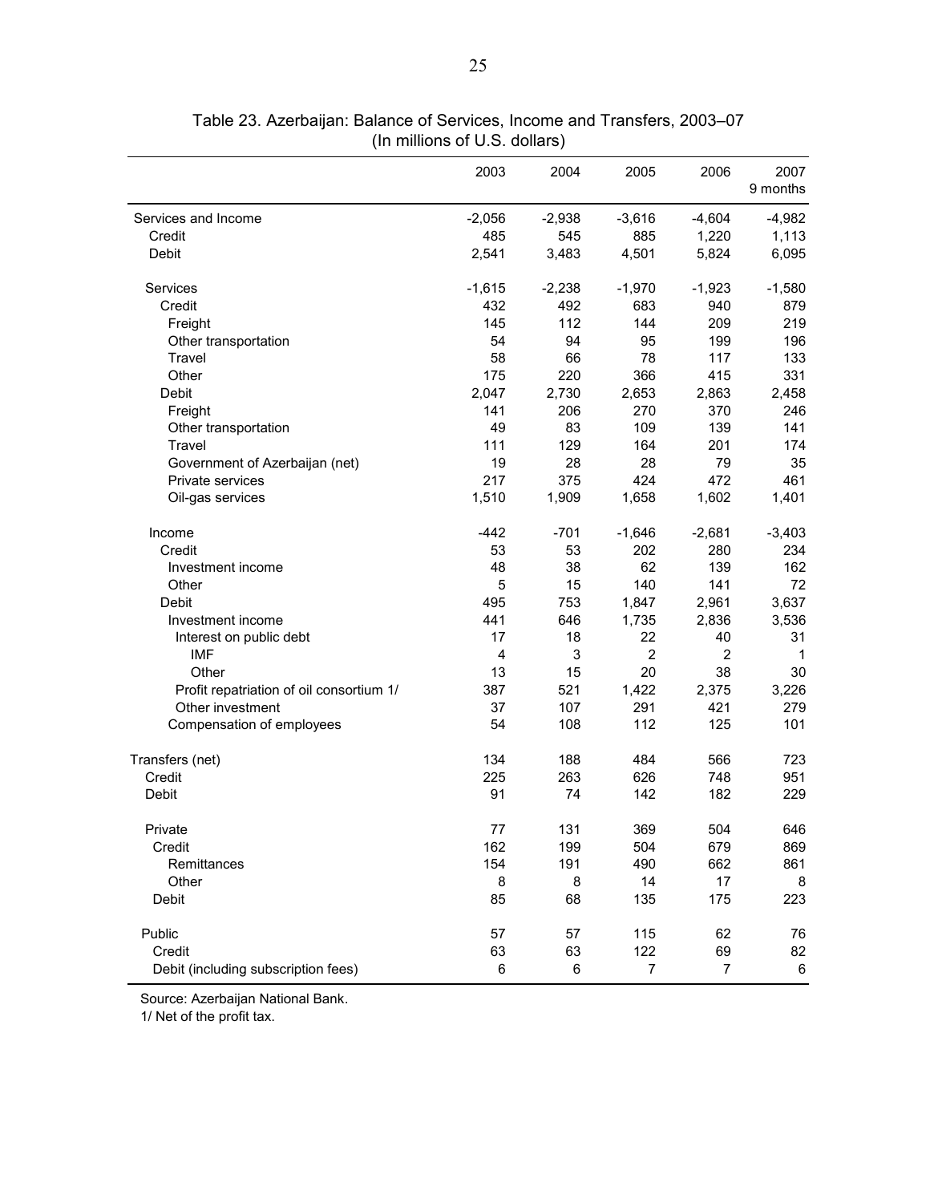Table 23. Azerbaijan: Balance of Services, Income and Transfers, 2003–07
(In millions of U.S. dollars)

| | 2003 | 2004 | 2005 | 2006 | 2007 9 months |
|---|---|---|---|---|---|
| Services and Income | -2,056 | -2,938 | -3,616 | -4,604 | -4,982 |
| Credit | 485 | 545 | 885 | 1,220 | 1,113 |
| Debit | 2,541 | 3,483 | 4,501 | 5,824 | 6,095 |
| | | | | | |
| Services | -1,615 | -2,238 | -1,970 | -1,923 | -1,580 |
| Credit | 432 | 492 | 683 | 940 | 879 |
| Freight | 145 | 112 | 144 | 209 | 219 |
| Other transportation | 54 | 94 | 95 | 199 | 196 |
| Travel | 58 | 66 | 78 | 117 | 133 |
| Other | 175 | 220 | 366 | 415 | 331 |
| Debit | 2,047 | 2,730 | 2,653 | 2,863 | 2,458 |
| Freight | 141 | 206 | 270 | 370 | 246 |
| Other transportation | 49 | 83 | 109 | 139 | 141 |
| Travel | 111 | 129 | 164 | 201 | 174 |
| Government of Azerbaijan (net) | 19 | 28 | 28 | 79 | 35 |
| Private services | 217 | 375 | 424 | 472 | 461 |
| Oil-gas services | 1,510 | 1,909 | 1,658 | 1,602 | 1,401 |
| | | | | | |
| Income | -442 | -701 | -1,646 | -2,681 | -3,403 |
| Credit | 53 | 53 | 202 | 280 | 234 |
| Investment income | 48 | 38 | 62 | 139 | 162 |
| Other | 5 | 15 | 140 | 141 | 72 |
| Debit | 495 | 753 | 1,847 | 2,961 | 3,637 |
| Investment income | 441 | 646 | 1,735 | 2,836 | 3,536 |
| Interest on public debt | 17 | 18 | 22 | 40 | 31 |
| IMF | 4 | 3 | 2 | 2 | 1 |
| Other | 13 | 15 | 20 | 38 | 30 |
| Profit repatriation of oil consortium 1/ | 387 | 521 | 1,422 | 2,375 | 3,226 |
| Other investment | 37 | 107 | 291 | 421 | 279 |
| Compensation of employees | 54 | 108 | 112 | 125 | 101 |
| | | | | | |
| Transfers (net) | 134 | 188 | 484 | 566 | 723 |
| Credit | 225 | 263 | 626 | 748 | 951 |
| Debit | 91 | 74 | 142 | 182 | 229 |
| | | | | | |
| Private | 77 | 131 | 369 | 504 | 646 |
| Credit | 162 | 199 | 504 | 679 | 869 |
| Remittances | 154 | 191 | 490 | 662 | 861 |
| Other | 8 | 8 | 14 | 17 | 8 |
| Debit | 85 | 68 | 135 | 175 | 223 |
| | | | | | |
| Public | 57 | 57 | 115 | 62 | 76 |
| Credit | 63 | 63 | 122 | 69 | 82 |
| Debit (including subscription fees) | 6 | 6 | 7 | 7 | 6 |

Source: Azerbaijan National Bank.

1/ Net of the profit tax.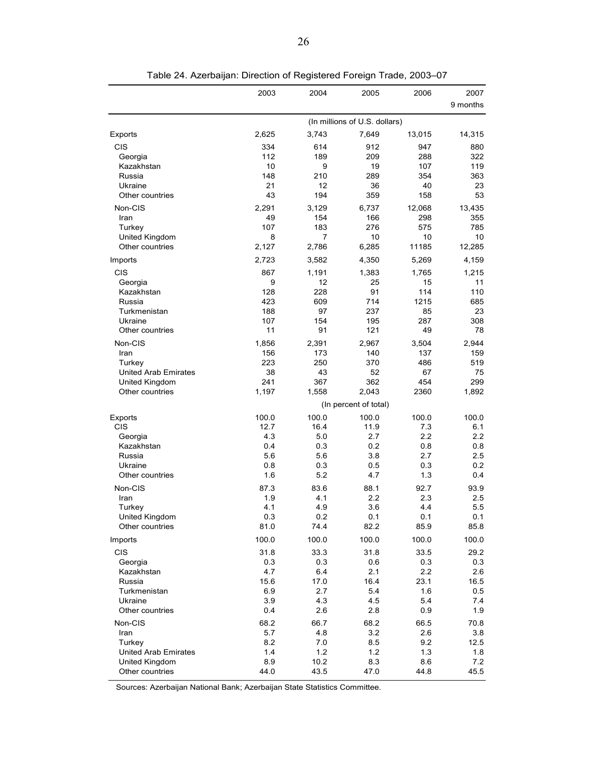Table 24. Azerbaijan: Direction of Registered Foreign Trade, 2003–07

| | 2003 | 2004 | 2005 | 2006 | 2007 9 months |
|---|---|---|---|---|---|
| | (In millions of U.S. dollars) | | | | |
| Exports | 2,625 | 3,743 | 7,649 | 13,015 | 14,315 |
| CIS | 334 | 614 | 912 | 947 | 880 |
| Georgia | 112 | 189 | 209 | 288 | 322 |
| Kazakhstan | 10 | 9 | 19 | 107 | 119 |
| Russia | 148 | 210 | 289 | 354 | 363 |
| Ukraine | 21 | 12 | 36 | 40 | 23 |
| Other countries | 43 | 194 | 359 | 158 | 53 |
| Non-CIS | 2,291 | 3,129 | 6,737 | 12,068 | 13,435 |
| Iran | 49 | 154 | 166 | 298 | 355 |
| Turkey | 107 | 183 | 276 | 575 | 785 |
| United Kingdom | 8 | 7 | 10 | 10 | 10 |
| Other countries | 2,127 | 2,786 | 6,285 | 11185 | 12,285 |
| Imports | 2,723 | 3,582 | 4,350 | 5,269 | 4,159 |
| CIS | 867 | 1,191 | 1,383 | 1,765 | 1,215 |
| Georgia | 9 | 12 | 25 | 15 | 11 |
| Kazakhstan | 128 | 228 | 91 | 114 | 110 |
| Russia | 423 | 609 | 714 | 1215 | 685 |
| Turkmenistan | 188 | 97 | 237 | 85 | 23 |
| Ukraine | 107 | 154 | 195 | 287 | 308 |
| Other countries | 11 | 91 | 121 | 49 | 78 |
| Non-CIS | 1,856 | 2,391 | 2,967 | 3,504 | 2,944 |
| Iran | 156 | 173 | 140 | 137 | 159 |
| Turkey | 223 | 250 | 370 | 486 | 519 |
| United Arab Emirates | 38 | 43 | 52 | 67 | 75 |
| United Kingdom | 241 | 367 | 362 | 454 | 299 |
| Other countries | 1,197 | 1,558 | 2,043 | 2360 | 1,892 |
| | (In percent of total) | | | | |
| Exports | 100.0 | 100.0 | 100.0 | 100.0 | 100.0 |
| CIS | 12.7 | 16.4 | 11.9 | 7.3 | 6.1 |
| Georgia | 4.3 | 5.0 | 2.7 | 2.2 | 2.2 |
| Kazakhstan | 0.4 | 0.3 | 0.2 | 0.8 | 0.8 |
| Russia | 5.6 | 5.6 | 3.8 | 2.7 | 2.5 |
| Ukraine | 0.8 | 0.3 | 0.5 | 0.3 | 0.2 |
| Other countries | 1.6 | 5.2 | 4.7 | 1.3 | 0.4 |
| Non-CIS | 87.3 | 83.6 | 88.1 | 92.7 | 93.9 |
| Iran | 1.9 | 4.1 | 2.2 | 2.3 | 2.5 |
| Turkey | 4.1 | 4.9 | 3.6 | 4.4 | 5.5 |
| United Kingdom | 0.3 | 0.2 | 0.1 | 0.1 | 0.1 |
| Other countries | 81.0 | 74.4 | 82.2 | 85.9 | 85.8 |
| Imports | 100.0 | 100.0 | 100.0 | 100.0 | 100.0 |
| CIS | 31.8 | 33.3 | 31.8 | 33.5 | 29.2 |
| Georgia | 0.3 | 0.3 | 0.6 | 0.3 | 0.3 |
| Kazakhstan | 4.7 | 6.4 | 2.1 | 2.2 | 2.6 |
| Russia | 15.6 | 17.0 | 16.4 | 23.1 | 16.5 |
| Turkmenistan | 6.9 | 2.7 | 5.4 | 1.6 | 0.5 |
| Ukraine | 3.9 | 4.3 | 4.5 | 5.4 | 7.4 |
| Other countries | 0.4 | 2.6 | 2.8 | 0.9 | 1.9 |
| Non-CIS | 68.2 | 66.7 | 68.2 | 66.5 | 70.8 |
| Iran | 5.7 | 4.8 | 3.2 | 2.6 | 3.8 |
| Turkey | 8.2 | 7.0 | 8.5 | 9.2 | 12.5 |
| United Arab Emirates | 1.4 | 1.2 | 1.2 | 1.3 | 1.8 |
| United Kingdom | 8.9 | 10.2 | 8.3 | 8.6 | 7.2 |
| Other countries | 44.0 | 43.5 | 47.0 | 44.8 | 45.5 |

Sources: Azerbaijan National Bank; Azerbaijan State Statistics Committee.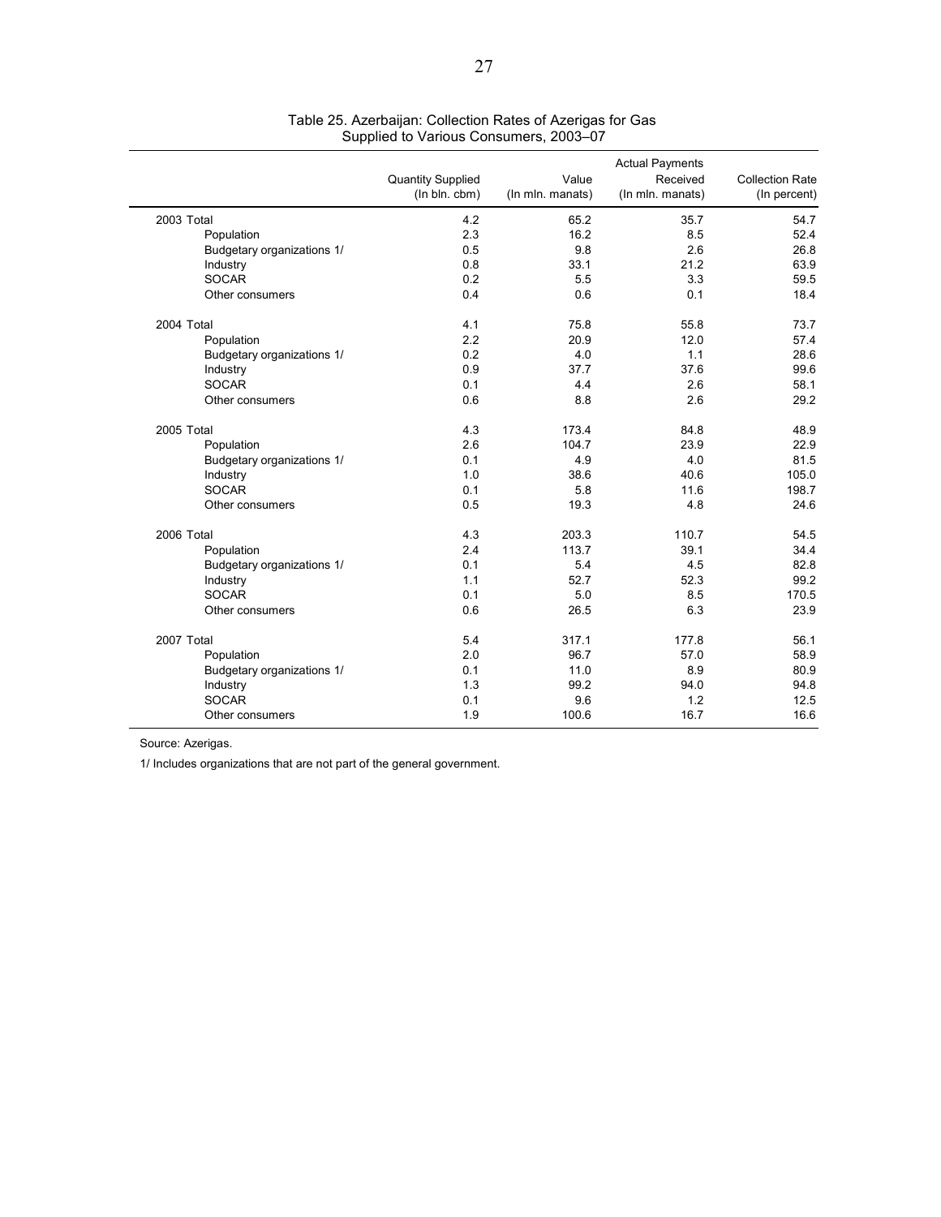Table 25. Azerbaijan: Collection Rates of Azerigas for Gas Supplied to Various Consumers, 2003–07

| | Quantity Supplied (In bln. cbm) | Value (In mln. manats) | Actual Payments Received (In mln. manats) | Collection Rate (In percent) |
|---|---|---|---|---|
| 2003 Total | 4.2 | 65.2 | 35.7 | 54.7 |
| Population | 2.3 | 16.2 | 8.5 | 52.4 |
| Budgetary organizations 1/ | 0.5 | 9.8 | 2.6 | 26.8 |
| Industry | 0.8 | 33.1 | 21.2 | 63.9 |
| SOCAR | 0.2 | 5.5 | 3.3 | 59.5 |
| Other consumers | 0.4 | 0.6 | 0.1 | 18.4 |
| 2004 Total | 4.1 | 75.8 | 55.8 | 73.7 |
| Population | 2.2 | 20.9 | 12.0 | 57.4 |
| Budgetary organizations 1/ | 0.2 | 4.0 | 1.1 | 28.6 |
| Industry | 0.9 | 37.7 | 37.6 | 99.6 |
| SOCAR | 0.1 | 4.4 | 2.6 | 58.1 |
| Other consumers | 0.6 | 8.8 | 2.6 | 29.2 |
| 2005 Total | 4.3 | 173.4 | 84.8 | 48.9 |
| Population | 2.6 | 104.7 | 23.9 | 22.9 |
| Budgetary organizations 1/ | 0.1 | 4.9 | 4.0 | 81.5 |
| Industry | 1.0 | 38.6 | 40.6 | 105.0 |
| SOCAR | 0.1 | 5.8 | 11.6 | 198.7 |
| Other consumers | 0.5 | 19.3 | 4.8 | 24.6 |
| 2006 Total | 4.3 | 203.3 | 110.7 | 54.5 |
| Population | 2.4 | 113.7 | 39.1 | 34.4 |
| Budgetary organizations 1/ | 0.1 | 5.4 | 4.5 | 82.8 |
| Industry | 1.1 | 52.7 | 52.3 | 99.2 |
| SOCAR | 0.1 | 5.0 | 8.5 | 170.5 |
| Other consumers | 0.6 | 26.5 | 6.3 | 23.9 |
| 2007 Total | 5.4 | 317.1 | 177.8 | 56.1 |
| Population | 2.0 | 96.7 | 57.0 | 58.9 |
| Budgetary organizations 1/ | 0.1 | 11.0 | 8.9 | 80.9 |
| Industry | 1.3 | 99.2 | 94.0 | 94.8 |
| SOCAR | 0.1 | 9.6 | 1.2 | 12.5 |
| Other consumers | 1.9 | 100.6 | 16.7 | 16.6 |

Source: Azerigas.

1/ Includes organizations that are not part of the general government.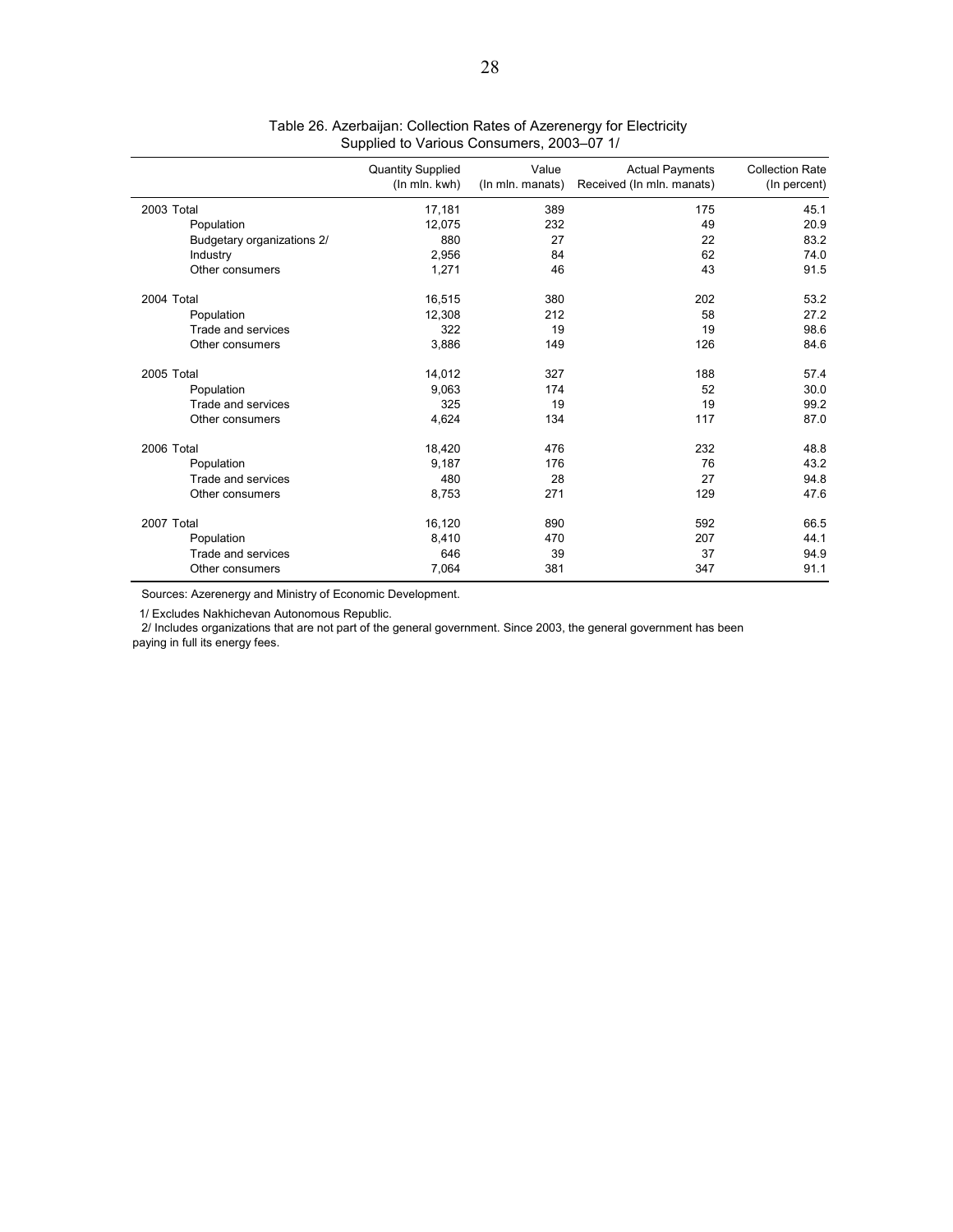Table 26. Azerbaijan: Collection Rates of Azerenergy for Electricity Supplied to Various Consumers, 2003–07 1/

| | Quantity Supplied (In mln. kwh) | Value (In mln. manats) | Actual Payments Received (In mln. manats) | Collection Rate (In percent) |
|---|---|---|---|---|
| 2003 Total | 17,181 | 389 | 175 | 45.1 |
| Population | 12,075 | 232 | 49 | 20.9 |
| Budgetary organizations 2/ | 880 | 27 | 22 | 83.2 |
| Industry | 2,956 | 84 | 62 | 74.0 |
| Other consumers | 1,271 | 46 | 43 | 91.5 |
| 2004 Total | 16,515 | 380 | 202 | 53.2 |
| Population | 12,308 | 212 | 58 | 27.2 |
| Trade and services | 322 | 19 | 19 | 98.6 |
| Other consumers | 3,886 | 149 | 126 | 84.6 |
| 2005 Total | 14,012 | 327 | 188 | 57.4 |
| Population | 9,063 | 174 | 52 | 30.0 |
| Trade and services | 325 | 19 | 19 | 99.2 |
| Other consumers | 4,624 | 134 | 117 | 87.0 |
| 2006 Total | 18,420 | 476 | 232 | 48.8 |
| Population | 9,187 | 176 | 76 | 43.2 |
| Trade and services | 480 | 28 | 27 | 94.8 |
| Other consumers | 8,753 | 271 | 129 | 47.6 |
| 2007 Total | 16,120 | 890 | 592 | 66.5 |
| Population | 8,410 | 470 | 207 | 44.1 |
| Trade and services | 646 | 39 | 37 | 94.9 |
| Other consumers | 7,064 | 381 | 347 | 91.1 |

Sources: Azerenergy and Ministry of Economic Development.

1/ Excludes Nakhichevan Autonomous Republic.

2/ Includes organizations that are not part of the general government. Since 2003, the general government has been paying in full its energy fees.